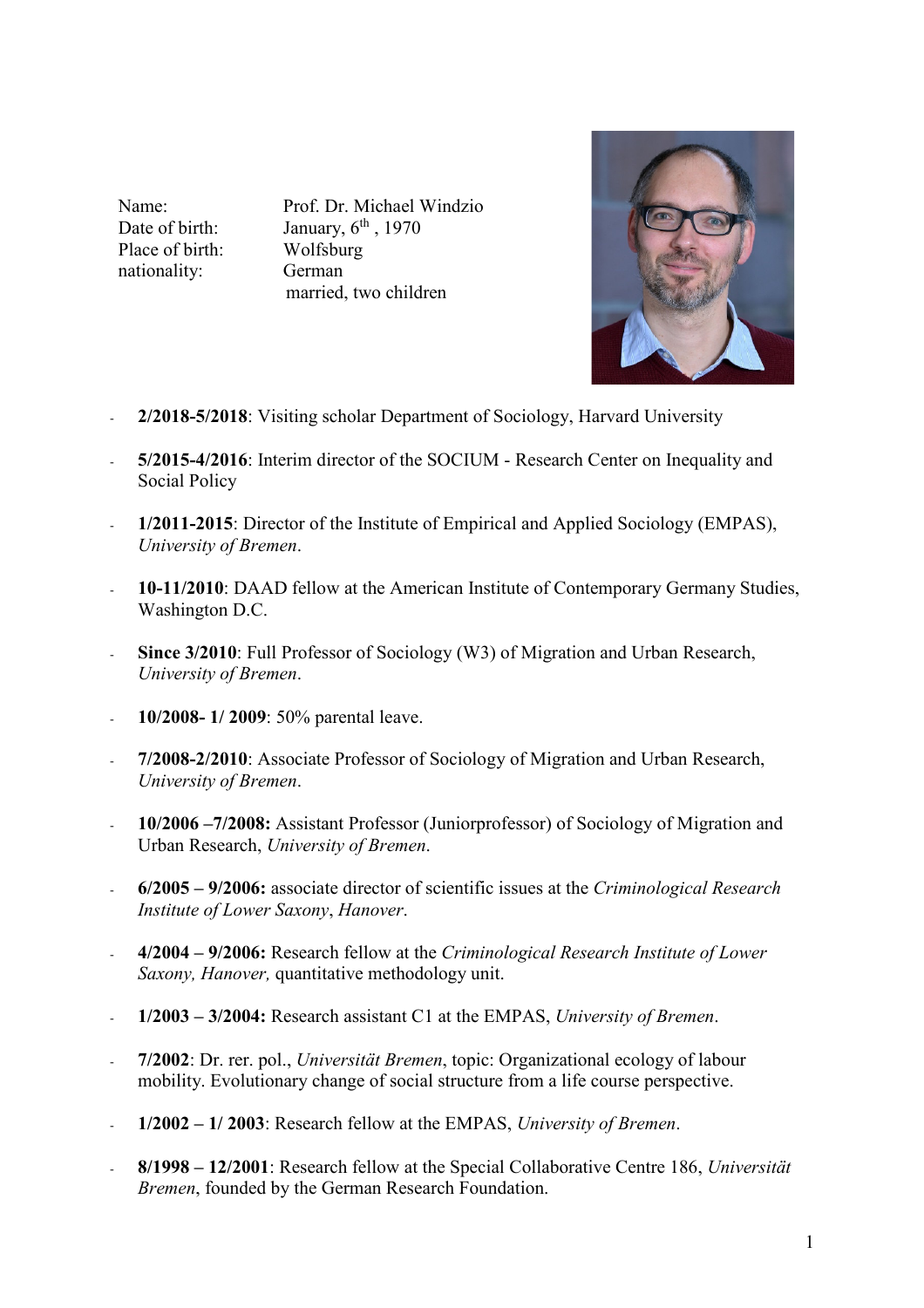| | |
|---|---|
| Name: | Prof. Dr. Michael Windzio |
| Date of birth: | January, 6th , 1970 |
| Place of birth: | Wolfsburg |
| nationality: | German |
| | married, two children |

- **2/2018-5/2018**: Visiting scholar Department of Sociology, Harvard University

- **5/2015-4/2016**: Interim director of the SOCIUM - Research Center on Inequality and Social Policy

- **1/2011-2015**: Director of the Institute of Empirical and Applied Sociology (EMPAS), *University of Bremen*.

- **10-11/2010**: DAAD fellow at the American Institute of Contemporary Germany Studies, Washington D.C.

- **Since 3/2010**: Full Professor of Sociology (W3) of Migration and Urban Research, *University of Bremen*.

- **10/2008- 1/ 2009**: 50% parental leave.

- **7/2008-2/2010**: Associate Professor of Sociology of Migration and Urban Research, *University of Bremen*.

- **10/2006 –7/2008:** Assistant Professor (Juniorprofessor) of Sociology of Migration and Urban Research, *University of Bremen*.

- **6/2005 – 9/2006:** associate director of scientific issues at the *Criminological Research Institute of Lower Saxony*, *Hanover*.

- **4/2004 – 9/2006:** Research fellow at the *Criminological Research Institute of Lower Saxony, Hanover,* quantitative methodology unit.

- **1/2003 – 3/2004:** Research assistant C1 at the EMPAS, *University of Bremen*.

- **7/2002**: Dr. rer. pol., *Universität Bremen*, topic: Organizational ecology of labour mobility. Evolutionary change of social structure from a life course perspective.

- **1/2002 – 1/ 2003**: Research fellow at the EMPAS, *University of Bremen*.

- **8/1998 – 12/2001**: Research fellow at the Special Collaborative Centre 186, *Universität Bremen*, founded by the German Research Foundation.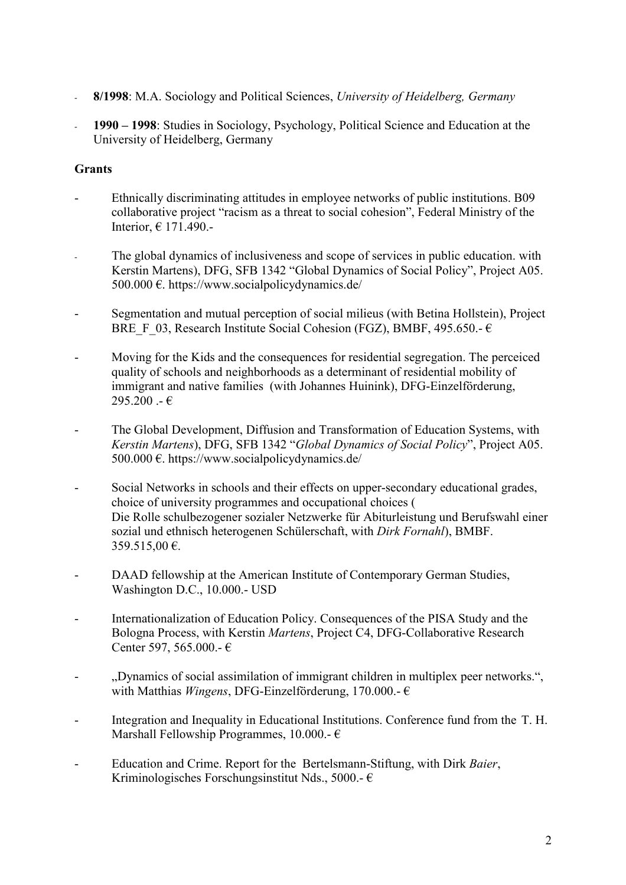- **8/1998**: M.A. Sociology and Political Sciences, *University of Heidelberg, Germany*
- **1990 – 1998**: Studies in Sociology, Psychology, Political Science and Education at the University of Heidelberg, Germany

**Grants**

- Ethnically discriminating attitudes in employee networks of public institutions. B09 collaborative project "racism as a threat to social cohesion", Federal Ministry of the Interior, € 171.490.-
- The global dynamics of inclusiveness and scope of services in public education. with Kerstin Martens), DFG, SFB 1342 "Global Dynamics of Social Policy", Project A05. 500.000 €. https://www.socialpolicydynamics.de/
- Segmentation and mutual perception of social milieus (with Betina Hollstein), Project BRE_F_03, Research Institute Social Cohesion (FGZ), BMBF, 495.650.- €
- Moving for the Kids and the consequences for residential segregation. The perceiced quality of schools and neighborhoods as a determinant of residential mobility of immigrant and native families (with Johannes Huinink), DFG-Einzelförderung, 295.200 .- €
- The Global Development, Diffusion and Transformation of Education Systems, with *Kerstin Martens*), DFG, SFB 1342 "*Global Dynamics of Social Policy*", Project A05. 500.000 €. https://www.socialpolicydynamics.de/
- Social Networks in schools and their effects on upper-secondary educational grades, choice of university programmes and occupational choices ( Die Rolle schulbezogener sozialer Netzwerke für Abiturleistung und Berufswahl einer sozial und ethnisch heterogenen Schülerschaft, with *Dirk Fornahl*), BMBF. 359.515,00 €.
- DAAD fellowship at the American Institute of Contemporary German Studies, Washington D.C., 10.000.- USD
- Internationalization of Education Policy. Consequences of the PISA Study and the Bologna Process, with Kerstin *Martens*, Project C4, DFG-Collaborative Research Center 597, 565.000.- €
- „Dynamics of social assimilation of immigrant children in multiplex peer networks.", with Matthias *Wingens*, DFG-Einzelförderung, 170.000.- €
- Integration and Inequality in Educational Institutions. Conference fund from the T. H. Marshall Fellowship Programmes, 10.000.- €
- Education and Crime. Report for the Bertelsmann-Stiftung, with Dirk *Baier*, Kriminologisches Forschungsinstitut Nds., 5000.- €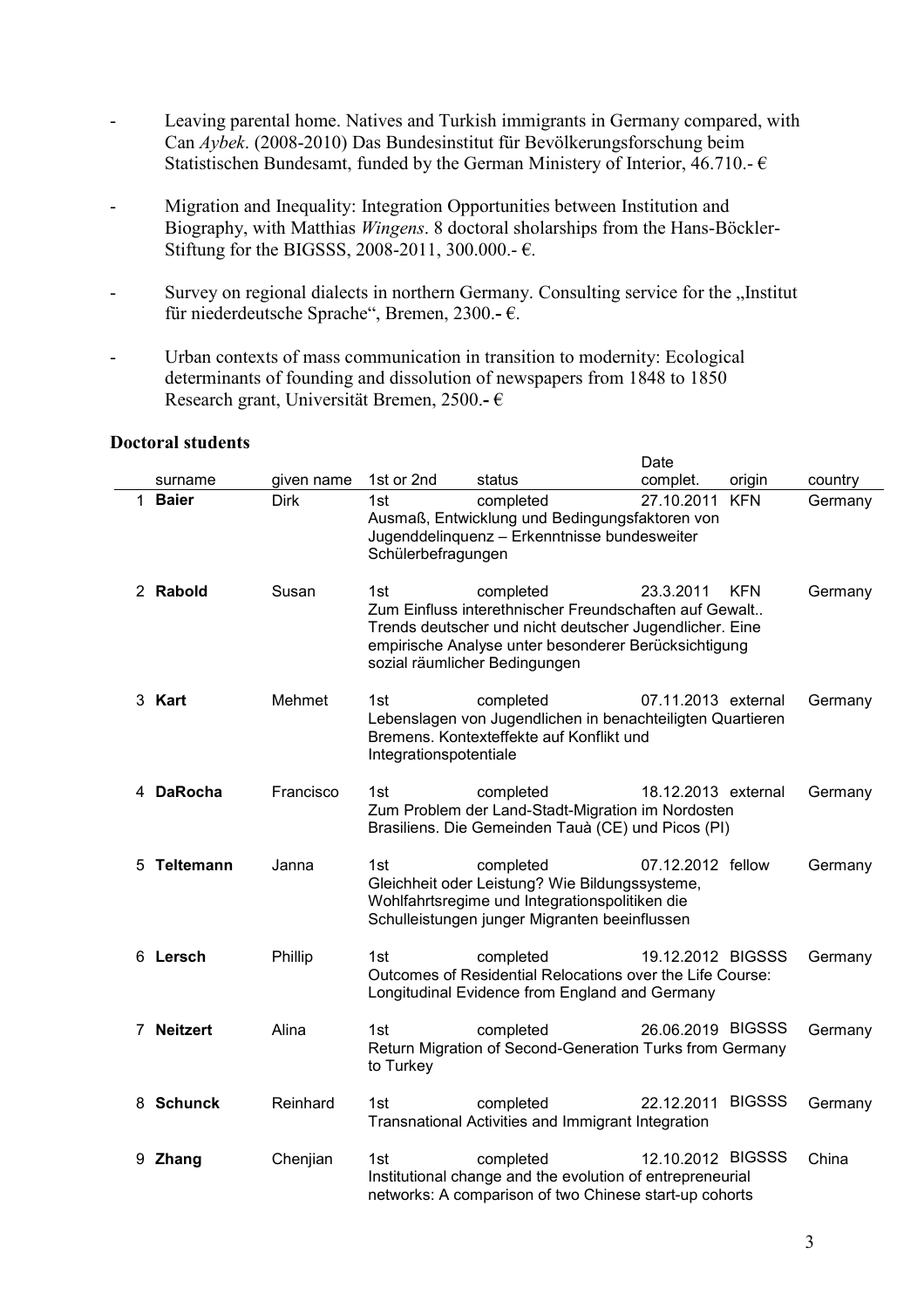- Leaving parental home. Natives and Turkish immigrants in Germany compared, with Can *Aybek*. (2008-2010) Das Bundesinstitut für Bevölkerungsforschung beim Statistischen Bundesamt, funded by the German Ministery of Interior, 46.710.- €

- Migration and Inequality: Integration Opportunities between Institution and Biography, with Matthias *Wingens*. 8 doctoral sholarships from the Hans-Böckler-Stiftung for the BIGSSS, 2008-2011, 300.000.- €.

- Survey on regional dialects in northern Germany. Consulting service for the „Institut für niederdeutsche Sprache", Bremen, 2300.- €.

- Urban contexts of mass communication in transition to modernity: Ecological determinants of founding and dissolution of newspapers from 1848 to 1850 Research grant, Universität Bremen, 2500.- €

## Doctoral students

| | surname | given name | 1st or 2nd | status | Date complet. | origin | country |
|---|---|---|---|---|---|---|---|
| 1 | **Baier** | Dirk | 1st | completed | 27.10.2011 | KFN | Germany |
| | | | Ausmaß, Entwicklung und Bedingungsfaktoren von Jugenddelinquenz – Erkenntnisse bundesweiter Schülerbefragungen | | | | |
| 2 | **Rabold** | Susan | 1st | completed | 23.3.2011 | KFN | Germany |
| | | | Zum Einfluss interethnischer Freundschaften auf Gewalt.. Trends deutscher und nicht deutscher Jugendlicher. Eine empirische Analyse unter besonderer Berücksichtigung sozial räumlicher Bedingungen | | | | |
| 3 | **Kart** | Mehmet | 1st | completed | 07.11.2013 | external | Germany |
| | | | Lebenslagen von Jugendlichen in benachteiligten Quartieren Bremens. Kontexteffekte auf Konflikt und Integrationspotentiale | | | | |
| 4 | **DaRocha** | Francisco | 1st | completed | 18.12.2013 | external | Germany |
| | | | Zum Problem der Land-Stadt-Migration im Nordosten Brasiliens. Die Gemeinden Tauà (CE) und Picos (PI) | | | | |
| 5 | **Teltemann** | Janna | 1st | completed | 07.12.2012 | fellow | Germany |
| | | | Gleichheit oder Leistung? Wie Bildungssysteme, Wohlfahrtsregime und Integrationspolitiken die Schulleistungen junger Migranten beeinflussen | | | | |
| 6 | **Lersch** | Phillip | 1st | completed | 19.12.2012 | BIGSSS | Germany |
| | | | Outcomes of Residential Relocations over the Life Course: Longitudinal Evidence from England and Germany | | | | |
| 7 | **Neitzert** | Alina | 1st | completed | 26.06.2019 | BIGSSS | Germany |
| | | | Return Migration of Second-Generation Turks from Germany to Turkey | | | | |
| 8 | **Schunck** | Reinhard | 1st | completed | 22.12.2011 | BIGSSS | Germany |
| | | | Transnational Activities and Immigrant Integration | | | | |
| 9 | **Zhang** | Chenjian | 1st | completed | 12.10.2012 | BIGSSS | China |
| | | | Institutional change and the evolution of entrepreneurial networks: A comparison of two Chinese start-up cohorts | | | | |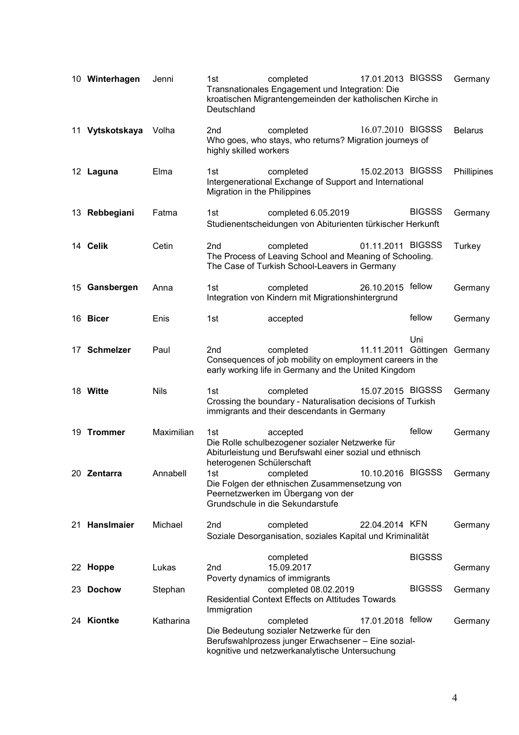| No. | Name | First name | Supervisor | Status | Date | Institution | Country |
|---|---|---|---|---|---|---|---|
| 10 | **Winterhagen** | Jenni | 1st | completed | 17.01.2013 | BIGSSS | Germany |
| | | | Transnationales Engagement und Integration: Die kroatischen Migrantengemeinden der katholischen Kirche in Deutschland | | | | |
| 11 | **Vytskotskaya** | Volha | 2nd | completed | 16.07.2010 | BIGSSS | Belarus |
| | | | Who goes, who stays, who returns? Migration journeys of highly skilled workers | | | | |
| 12 | **Laguna** | Elma | 1st | completed | 15.02.2013 | BIGSSS | Phillipines |
| | | | Intergenerational Exchange of Support and International Migration in the Philippines | | | | |
| 13 | **Rebbegiani** | Fatma | 1st | completed 6.05.2019 | | BIGSSS | Germany |
| | | | Studienentscheidungen von Abiturienten türkischer Herkunft | | | | |
| 14 | **Celik** | Cetin | 2nd | completed | 01.11.2011 | BIGSSS | Turkey |
| | | | The Process of Leaving School and Meaning of Schooling. The Case of Turkish School-Leavers in Germany | | | | |
| 15 | **Gansbergen** | Anna | 1st | completed | 26.10.2015 | fellow | Germany |
| | | | Integration von Kindern mit Migrationshintergrund | | | | |
| 16 | **Bicer** | Enis | 1st | accepted | | fellow | Germany |
| 17 | **Schmelzer** | Paul | 2nd | completed | 11.11.2011 | Uni Göttingen | Germany |
| | | | Consequences of job mobility on employment careers in the early working life in Germany and the United Kingdom | | | | |
| 18 | **Witte** | Nils | 1st | completed | 15.07.2015 | BIGSSS | Germany |
| | | | Crossing the boundary - Naturalisation decisions of Turkish immigrants and their descendants in Germany | | | | |
| 19 | **Trommer** | Maximilian | 1st | accepted | | fellow | Germany |
| | | | Die Rolle schulbezogener sozialer Netzwerke für Abiturleistung und Berufswahl einer sozial und ethnisch heterogenen Schülerschaft | | | | |
| 20 | **Zentarra** | Annabell | 1st | completed | 10.10.2016 | BIGSSS | Germany |
| | | | Die Folgen der ethnischen Zusammensetzung von Peernetzwerken im Übergang von der Grundschule in die Sekundarstufe | | | | |
| 21 | **Hanslmaier** | Michael | 2nd | completed | 22.04.2014 | KFN | Germany |
| | | | Soziale Desorganisation, soziales Kapital und Kriminalität | | | | |
| 22 | **Hoppe** | Lukas | 2nd | completed 15.09.2017 | | BIGSSS | Germany |
| | | | Poverty dynamics of immigrants | | | | |
| 23 | **Dochow** | Stephan | | completed 08.02.2019 | | BIGSSS | Germany |
| | | | Residential Context Effects on Attitudes Towards Immigration | | | | |
| 24 | **Kiontke** | Katharina | | completed | 17.01.2018 | fellow | Germany |
| | | | Die Bedeutung sozialer Netzwerke für den Berufswahlprozess junger Erwachsener – Eine sozial-kognitive und netzwerkanalytische Untersuchung | | | | |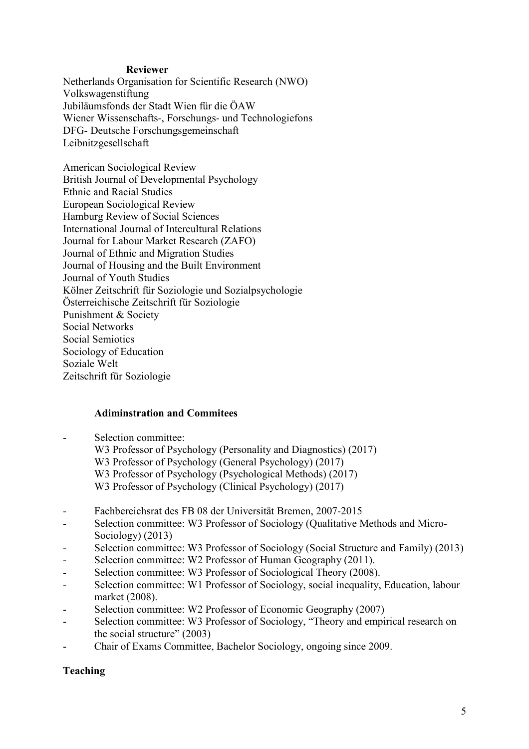### Reviewer

Netherlands Organisation for Scientific Research (NWO)
Volkswagenstiftung
Jubiläumsfonds der Stadt Wien für die ÖAW
Wiener Wissenschafts-, Forschungs- und Technologiefons
DFG- Deutsche Forschungsgemeinschaft
Leibnitzgesellschaft

American Sociological Review
British Journal of Developmental Psychology
Ethnic and Racial Studies
European Sociological Review
Hamburg Review of Social Sciences
International Journal of Intercultural Relations
Journal for Labour Market Research (ZAFO)
Journal of Ethnic and Migration Studies
Journal of Housing and the Built Environment
Journal of Youth Studies
Kölner Zeitschrift für Soziologie und Sozialpsychologie
Österreichische Zeitschrift für Soziologie
Punishment & Society
Social Networks
Social Semiotics
Sociology of Education
Soziale Welt
Zeitschrift für Soziologie

### Adiminstration and Commitees

- Selection committee:
  W3 Professor of Psychology (Personality and Diagnostics) (2017)
  W3 Professor of Psychology (General Psychology) (2017)
  W3 Professor of Psychology (Psychological Methods) (2017)
  W3 Professor of Psychology (Clinical Psychology) (2017)
- Fachbereichsrat des FB 08 der Universität Bremen, 2007-2015
- Selection committee: W3 Professor of Sociology (Qualitative Methods and Micro-Sociology) (2013)
- Selection committee: W3 Professor of Sociology (Social Structure and Family) (2013)
- Selection committee: W2 Professor of Human Geography (2011).
- Selection committee: W3 Professor of Sociological Theory (2008).
- Selection committee: W1 Professor of Sociology, social inequality, Education, labour market (2008).
- Selection committee: W2 Professor of Economic Geography (2007)
- Selection committee: W3 Professor of Sociology, "Theory and empirical research on the social structure" (2003)
- Chair of Exams Committee, Bachelor Sociology, ongoing since 2009.

## Teaching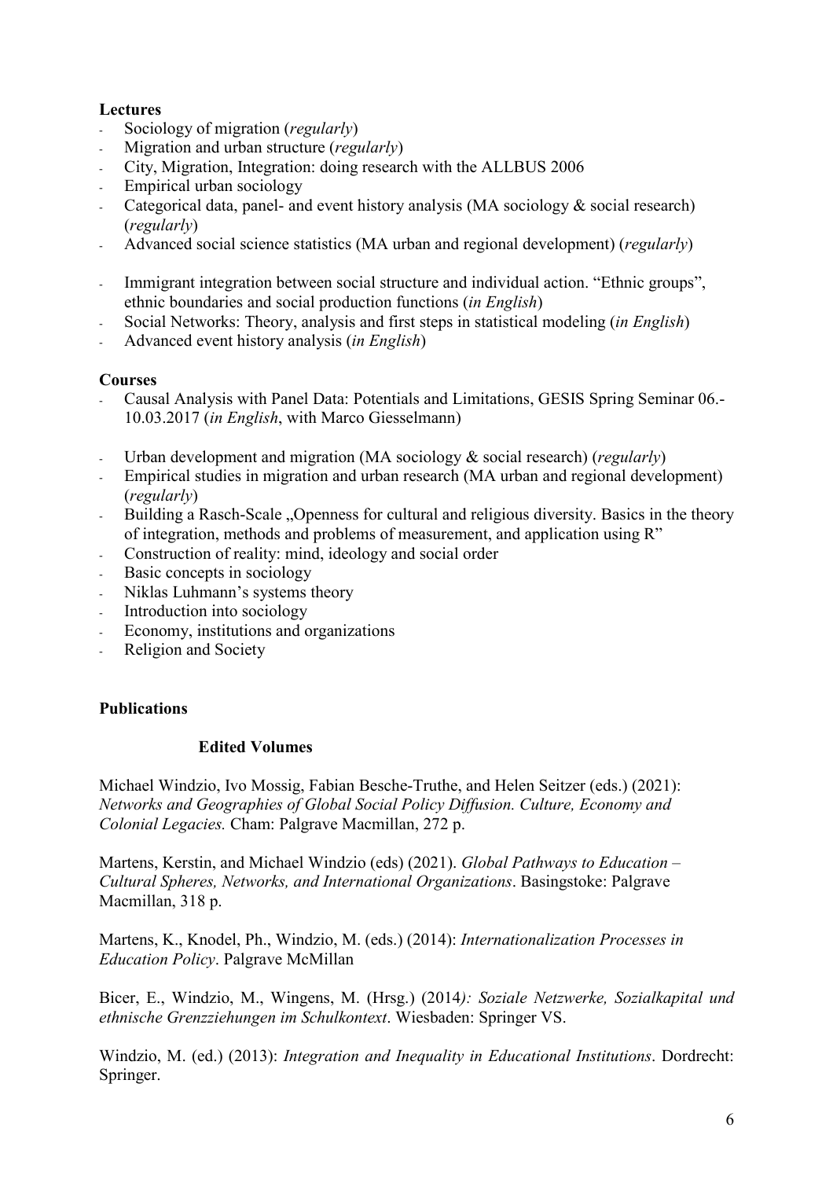**Lectures**

- Sociology of migration (*regularly*)
- Migration and urban structure (*regularly*)
- City, Migration, Integration: doing research with the ALLBUS 2006
- Empirical urban sociology
- Categorical data, panel- and event history analysis (MA sociology & social research) (*regularly*)
- Advanced social science statistics (MA urban and regional development) (*regularly*)
- Immigrant integration between social structure and individual action. "Ethnic groups", ethnic boundaries and social production functions (*in English*)
- Social Networks: Theory, analysis and first steps in statistical modeling (*in English*)
- Advanced event history analysis (*in English*)

**Courses**

- Causal Analysis with Panel Data: Potentials and Limitations, GESIS Spring Seminar 06.-10.03.2017 (*in English*, with Marco Giesselmann)
- Urban development and migration (MA sociology & social research) (*regularly*)
- Empirical studies in migration and urban research (MA urban and regional development) (*regularly*)
- Building a Rasch-Scale „Openness for cultural and religious diversity. Basics in the theory of integration, methods and problems of measurement, and application using R"
- Construction of reality: mind, ideology and social order
- Basic concepts in sociology
- Niklas Luhmann's systems theory
- Introduction into sociology
- Economy, institutions and organizations
- Religion and Society

**Publications**

**Edited Volumes**

Michael Windzio, Ivo Mossig, Fabian Besche-Truthe, and Helen Seitzer (eds.) (2021): *Networks and Geographies of Global Social Policy Diffusion. Culture, Economy and Colonial Legacies.* Cham: Palgrave Macmillan, 272 p.

Martens, Kerstin, and Michael Windzio (eds) (2021). *Global Pathways to Education – Cultural Spheres, Networks, and International Organizations*. Basingstoke: Palgrave Macmillan, 318 p.

Martens, K., Knodel, Ph., Windzio, M. (eds.) (2014): *Internationalization Processes in Education Policy*. Palgrave McMillan

Bicer, E., Windzio, M., Wingens, M. (Hrsg.) (2014*): Soziale Netzwerke, Sozialkapital und ethnische Grenzziehungen im Schulkontext*. Wiesbaden: Springer VS.

Windzio, M. (ed.) (2013): *Integration and Inequality in Educational Institutions*. Dordrecht: Springer.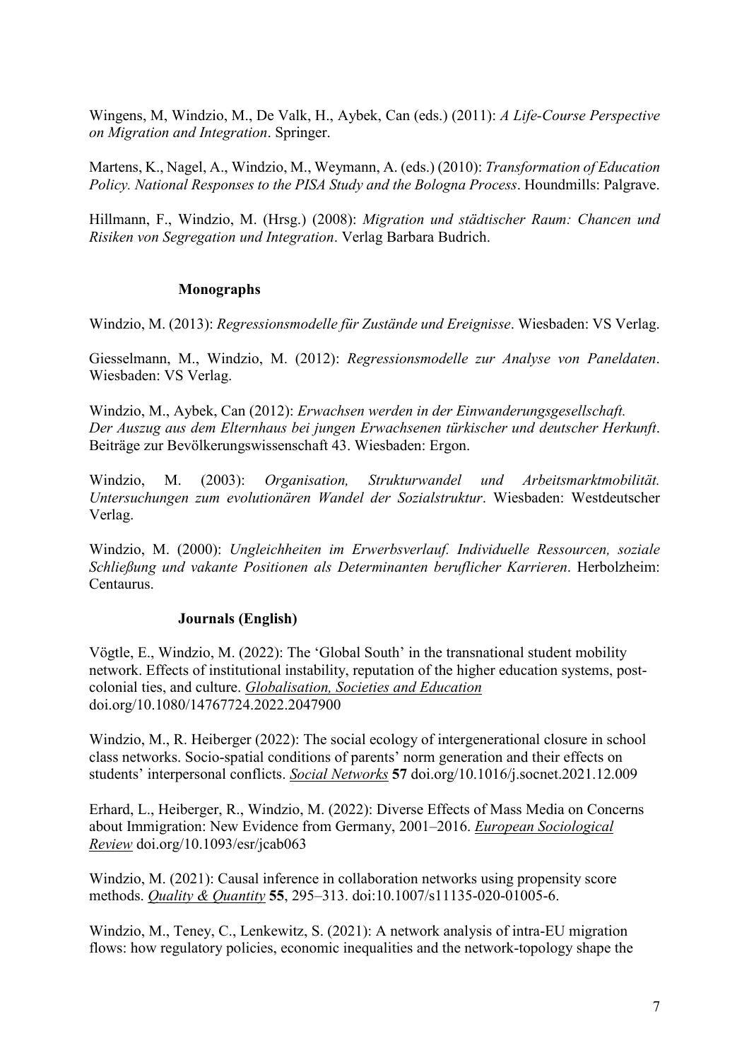Wingens, M, Windzio, M., De Valk, H., Aybek, Can (eds.) (2011): *A Life-Course Perspective on Migration and Integration*. Springer.

Martens, K., Nagel, A., Windzio, M., Weymann, A. (eds.) (2010): *Transformation of Education Policy. National Responses to the PISA Study and the Bologna Process*. Houndmills: Palgrave.

Hillmann, F., Windzio, M. (Hrsg.) (2008): *Migration und städtischer Raum: Chancen und Risiken von Segregation und Integration*. Verlag Barbara Budrich.

### Monographs

Windzio, M. (2013): *Regressionsmodelle für Zustände und Ereignisse*. Wiesbaden: VS Verlag.

Giesselmann, M., Windzio, M. (2012): *Regressionsmodelle zur Analyse von Paneldaten*. Wiesbaden: VS Verlag.

Windzio, M., Aybek, Can (2012): *Erwachsen werden in der Einwanderungsgesellschaft. Der Auszug aus dem Elternhaus bei jungen Erwachsenen türkischer und deutscher Herkunft*. Beiträge zur Bevölkerungswissenschaft 43. Wiesbaden: Ergon.

Windzio, M. (2003): *Organisation, Strukturwandel und Arbeitsmarktmobilität. Untersuchungen zum evolutionären Wandel der Sozialstruktur*. Wiesbaden: Westdeutscher Verlag.

Windzio, M. (2000): *Ungleichheiten im Erwerbsverlauf. Individuelle Ressourcen, soziale Schließung und vakante Positionen als Determinanten beruflicher Karrieren*. Herbolzheim: Centaurus.

### Journals (English)

Vögtle, E., Windzio, M. (2022): The 'Global South' in the transnational student mobility network. Effects of institutional instability, reputation of the higher education systems, post-colonial ties, and culture. *Globalisation, Societies and Education* doi.org/10.1080/14767724.2022.2047900

Windzio, M., R. Heiberger (2022): The social ecology of intergenerational closure in school class networks. Socio-spatial conditions of parents' norm generation and their effects on students' interpersonal conflicts. *Social Networks* **57** doi.org/10.1016/j.socnet.2021.12.009

Erhard, L., Heiberger, R., Windzio, M. (2022): Diverse Effects of Mass Media on Concerns about Immigration: New Evidence from Germany, 2001–2016. *European Sociological Review* doi.org/10.1093/esr/jcab063

Windzio, M. (2021): Causal inference in collaboration networks using propensity score methods. *Quality & Quantity* **55**, 295–313. doi:10.1007/s11135-020-01005-6.

Windzio, M., Teney, C., Lenkewitz, S. (2021): A network analysis of intra-EU migration flows: how regulatory policies, economic inequalities and the network-topology shape the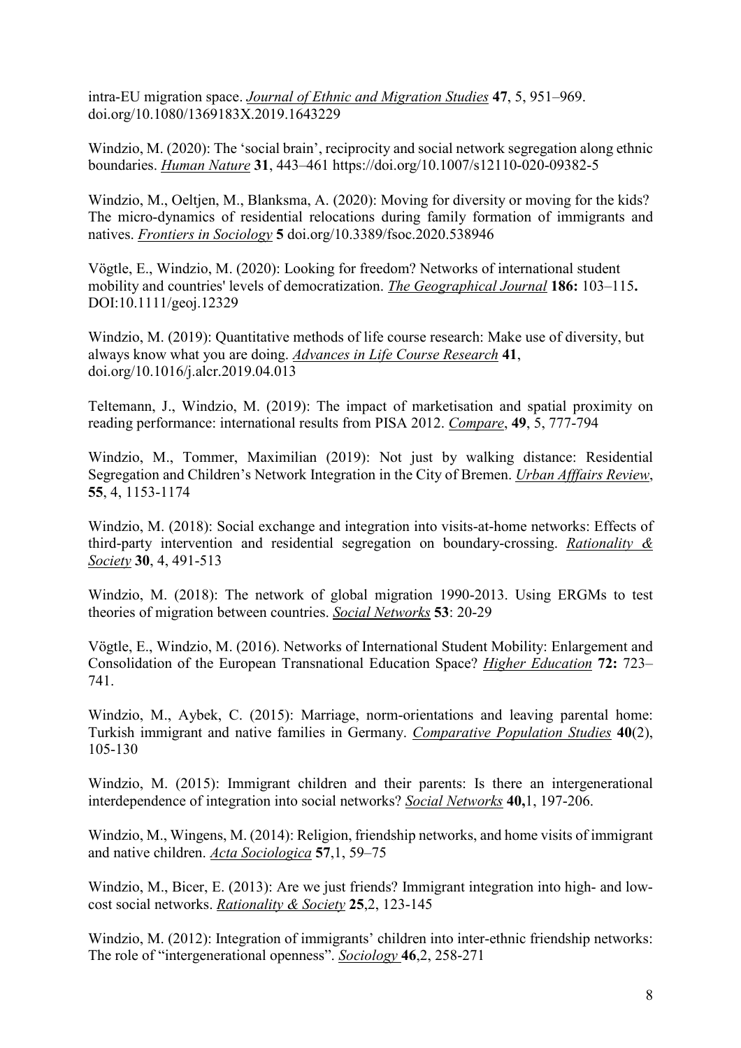intra-EU migration space. *Journal of Ethnic and Migration Studies* **47**, 5, 951–969. doi.org/10.1080/1369183X.2019.1643229

Windzio, M. (2020): The 'social brain', reciprocity and social network segregation along ethnic boundaries. *Human Nature* **31**, 443–461 https://doi.org/10.1007/s12110-020-09382-5

Windzio, M., Oeltjen, M., Blanksma, A. (2020): Moving for diversity or moving for the kids? The micro-dynamics of residential relocations during family formation of immigrants and natives. *Frontiers in Sociology* **5** doi.org/10.3389/fsoc.2020.538946

Vögtle, E., Windzio, M. (2020): Looking for freedom? Networks of international student mobility and countries' levels of democratization. *The Geographical Journal* **186:** 103–115**.** DOI:10.1111/geoj.12329

Windzio, M. (2019): Quantitative methods of life course research: Make use of diversity, but always know what you are doing. *Advances in Life Course Research* **41**, doi.org/10.1016/j.alcr.2019.04.013

Teltemann, J., Windzio, M. (2019): The impact of marketisation and spatial proximity on reading performance: international results from PISA 2012. *Compare*, **49**, 5, 777-794

Windzio, M., Tommer, Maximilian (2019): Not just by walking distance: Residential Segregation and Children's Network Integration in the City of Bremen. *Urban Afffairs Review*, **55**, 4, 1153-1174

Windzio, M. (2018): Social exchange and integration into visits-at-home networks: Effects of third-party intervention and residential segregation on boundary-crossing. *Rationality & Society* **30**, 4, 491-513

Windzio, M. (2018): The network of global migration 1990-2013. Using ERGMs to test theories of migration between countries. *Social Networks* **53**: 20-29

Vögtle, E., Windzio, M. (2016). Networks of International Student Mobility: Enlargement and Consolidation of the European Transnational Education Space? *Higher Education* **72:** 723–741.

Windzio, M., Aybek, C. (2015): Marriage, norm-orientations and leaving parental home: Turkish immigrant and native families in Germany. *Comparative Population Studies* **40**(2), 105-130

Windzio, M. (2015): Immigrant children and their parents: Is there an intergenerational interdependence of integration into social networks? *Social Networks* **40,**1, 197-206.

Windzio, M., Wingens, M. (2014): Religion, friendship networks, and home visits of immigrant and native children. *Acta Sociologica* **57**,1, 59–75

Windzio, M., Bicer, E. (2013): Are we just friends? Immigrant integration into high- and low-cost social networks. *Rationality & Society* **25**,2, 123-145

Windzio, M. (2012): Integration of immigrants' children into inter-ethnic friendship networks: The role of "intergenerational openness". *Sociology* **46**,2, 258-271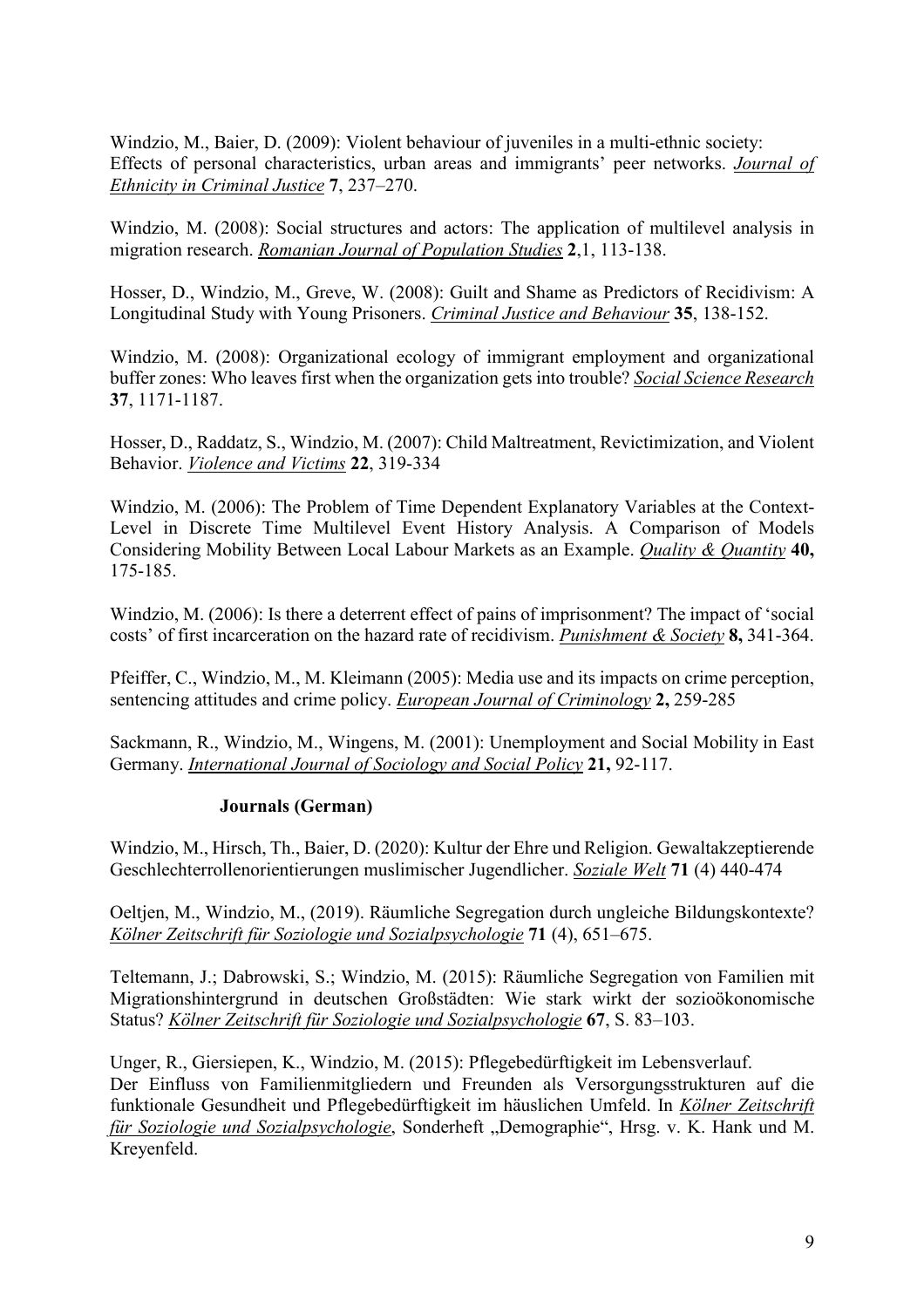Windzio, M., Baier, D. (2009): Violent behaviour of juveniles in a multi-ethnic society: Effects of personal characteristics, urban areas and immigrants' peer networks. *Journal of Ethnicity in Criminal Justice* **7**, 237–270.

Windzio, M. (2008): Social structures and actors: The application of multilevel analysis in migration research. *Romanian Journal of Population Studies* **2**,1, 113-138.

Hosser, D., Windzio, M., Greve, W. (2008): Guilt and Shame as Predictors of Recidivism: A Longitudinal Study with Young Prisoners. *Criminal Justice and Behaviour* **35**, 138-152.

Windzio, M. (2008): Organizational ecology of immigrant employment and organizational buffer zones: Who leaves first when the organization gets into trouble? *Social Science Research* **37**, 1171-1187.

Hosser, D., Raddatz, S., Windzio, M. (2007): Child Maltreatment, Revictimization, and Violent Behavior. *Violence and Victims* **22**, 319-334

Windzio, M. (2006): The Problem of Time Dependent Explanatory Variables at the Context-Level in Discrete Time Multilevel Event History Analysis. A Comparison of Models Considering Mobility Between Local Labour Markets as an Example. *Quality & Quantity* **40,** 175-185.

Windzio, M. (2006): Is there a deterrent effect of pains of imprisonment? The impact of 'social costs' of first incarceration on the hazard rate of recidivism. *Punishment & Society* **8,** 341-364.

Pfeiffer, C., Windzio, M., M. Kleimann (2005): Media use and its impacts on crime perception, sentencing attitudes and crime policy. *European Journal of Criminology* **2,** 259-285

Sackmann, R., Windzio, M., Wingens, M. (2001): Unemployment and Social Mobility in East Germany. *International Journal of Sociology and Social Policy* **21,** 92-117.

### Journals (German)

Windzio, M., Hirsch, Th., Baier, D. (2020): Kultur der Ehre und Religion. Gewaltakzeptierende Geschlechterrollenorientierungen muslimischer Jugendlicher. *Soziale Welt* **71** (4) 440-474

Oeltjen, M., Windzio, M., (2019). Räumliche Segregation durch ungleiche Bildungskontexte? *Kölner Zeitschrift für Soziologie und Sozialpsychologie* **71** (4), 651–675.

Teltemann, J.; Dabrowski, S.; Windzio, M. (2015): Räumliche Segregation von Familien mit Migrationshintergrund in deutschen Großstädten: Wie stark wirkt der sozioökonomische Status? *Kölner Zeitschrift für Soziologie und Sozialpsychologie* **67**, S. 83–103.

Unger, R., Giersiepen, K., Windzio, M. (2015): Pflegebedürftigkeit im Lebensverlauf. Der Einfluss von Familienmitgliedern und Freunden als Versorgungsstrukturen auf die funktionale Gesundheit und Pflegebedürftigkeit im häuslichen Umfeld. In *Kölner Zeitschrift für Soziologie und Sozialpsychologie*, Sonderheft „Demographie", Hrsg. v. K. Hank und M. Kreyenfeld.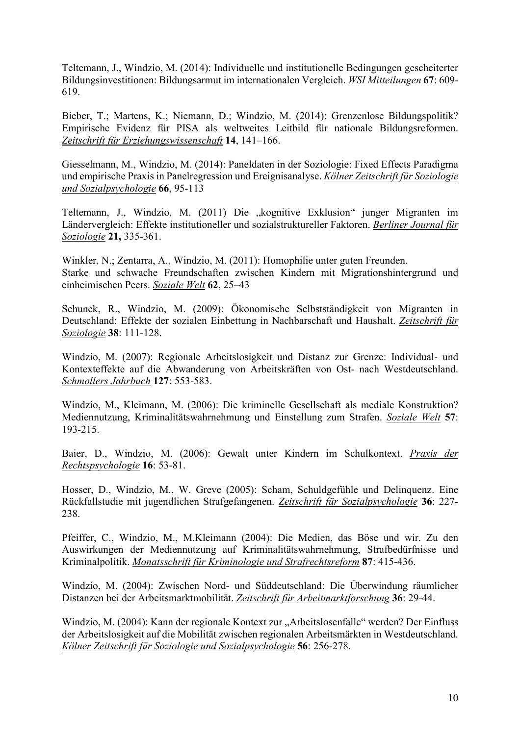Teltemann, J., Windzio, M. (2014): Individuelle und institutionelle Bedingungen gescheiterter Bildungsinvestitionen: Bildungsarmut im internationalen Vergleich. *WSI Mitteilungen* **67**: 609-619.

Bieber, T.; Martens, K.; Niemann, D.; Windzio, M. (2014): Grenzenlose Bildungspolitik? Empirische Evidenz für PISA als weltweites Leitbild für nationale Bildungsreformen. *Zeitschrift für Erziehungswissenschaft* **14**, 141–166.

Giesselmann, M., Windzio, M. (2014): Paneldaten in der Soziologie: Fixed Effects Paradigma und empirische Praxis in Panelregression und Ereignisanalyse. *Kölner Zeitschrift für Soziologie und Sozialpsychologie* **66**, 95-113

Teltemann, J., Windzio, M. (2011) Die „kognitive Exklusion" junger Migranten im Ländervergleich: Effekte institutioneller und sozialstruktureller Faktoren. *Berliner Journal für Soziologie* **21,** 335-361.

Winkler, N.; Zentarra, A., Windzio, M. (2011): Homophilie unter guten Freunden.
Starke und schwache Freundschaften zwischen Kindern mit Migrationshintergrund und einheimischen Peers. *Soziale Welt* **62**, 25–43

Schunck, R., Windzio, M. (2009): Ökonomische Selbstständigkeit von Migranten in Deutschland: Effekte der sozialen Einbettung in Nachbarschaft und Haushalt. *Zeitschrift für Soziologie* **38**: 111-128.

Windzio, M. (2007): Regionale Arbeitslosigkeit und Distanz zur Grenze: Individual- und Kontexteffekte auf die Abwanderung von Arbeitskräften von Ost- nach Westdeutschland. *Schmollers Jahrbuch* **127**: 553-583.

Windzio, M., Kleimann, M. (2006): Die kriminelle Gesellschaft als mediale Konstruktion? Mediennutzung, Kriminalitätswahrnehmung und Einstellung zum Strafen. *Soziale Welt* **57**: 193-215.

Baier, D., Windzio, M. (2006): Gewalt unter Kindern im Schulkontext. *Praxis der Rechtspsychologie* **16**: 53-81.

Hosser, D., Windzio, M., W. Greve (2005): Scham, Schuldgefühle und Delinquenz. Eine Rückfallstudie mit jugendlichen Strafgefangenen. *Zeitschrift für Sozialpsychologie* **36**: 227-238.

Pfeiffer, C., Windzio, M., M.Kleimann (2004): Die Medien, das Böse und wir. Zu den Auswirkungen der Mediennutzung auf Kriminalitätswahrnehmung, Strafbedürfnisse und Kriminalpolitik. *Monatsschrift für Kriminologie und Strafrechtsreform* **87**: 415-436.

Windzio, M. (2004): Zwischen Nord- und Süddeutschland: Die Überwindung räumlicher Distanzen bei der Arbeitsmarktmobilität. *Zeitschrift für Arbeitmarktforschung* **36**: 29-44.

Windzio, M. (2004): Kann der regionale Kontext zur „Arbeitslosenfalle" werden? Der Einfluss der Arbeitslosigkeit auf die Mobilität zwischen regionalen Arbeitsmärkten in Westdeutschland. *Kölner Zeitschrift für Soziologie und Sozialpsychologie* **56**: 256-278.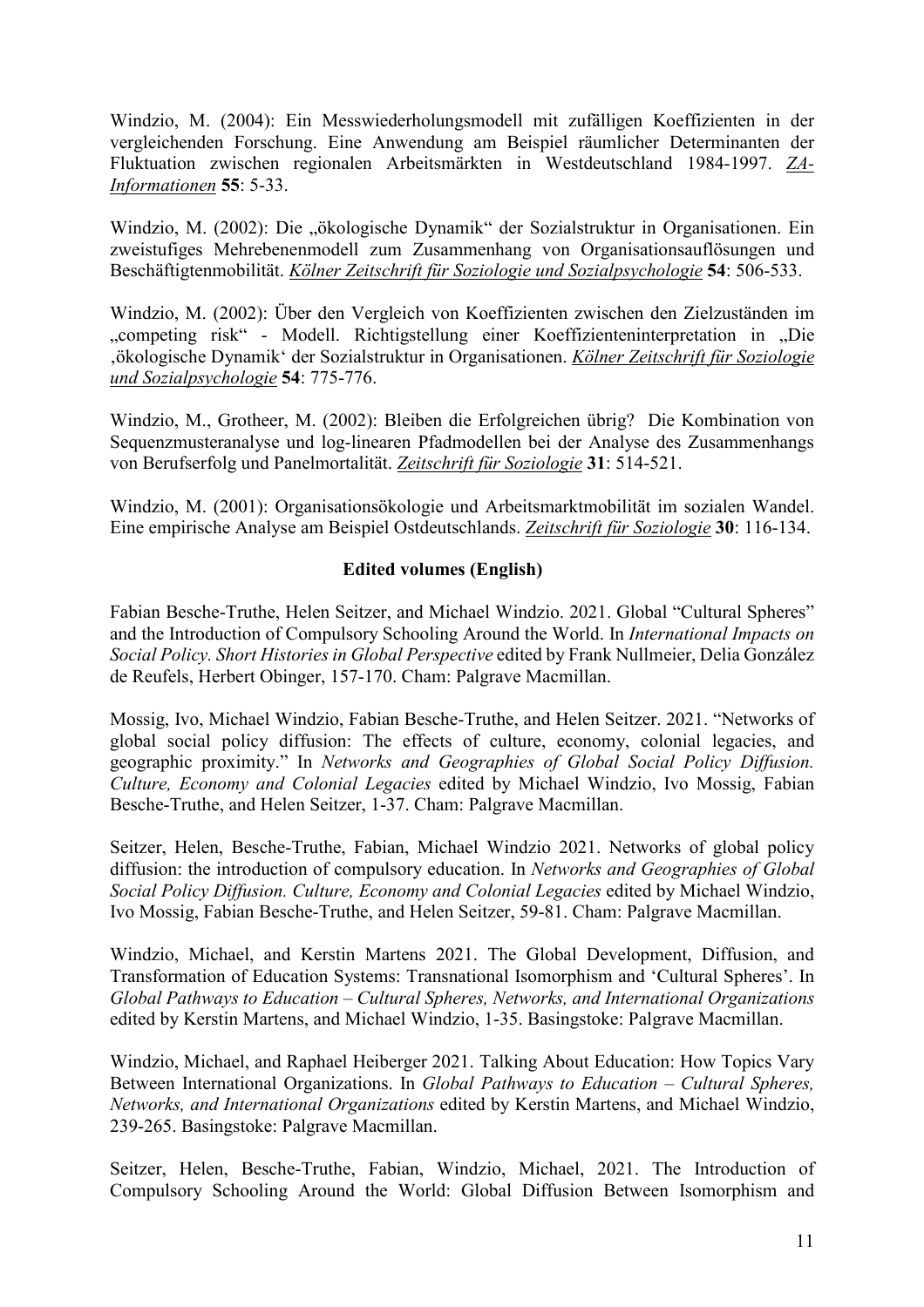Windzio, M. (2004): Ein Messwiederholungsmodell mit zufälligen Koeffizienten in der vergleichenden Forschung. Eine Anwendung am Beispiel räumlicher Determinanten der Fluktuation zwischen regionalen Arbeitsmärkten in Westdeutschland 1984-1997. *ZA-Informationen* **55**: 5-33.

Windzio, M. (2002): Die „ökologische Dynamik" der Sozialstruktur in Organisationen. Ein zweistufiges Mehrebenenmodell zum Zusammenhang von Organisationsauflösungen und Beschäftigtenmobilität. *Kölner Zeitschrift für Soziologie und Sozialpsychologie* **54**: 506-533.

Windzio, M. (2002): Über den Vergleich von Koeffizienten zwischen den Zielzuständen im „competing risk" - Modell. Richtigstellung einer Koeffizienteninterpretation in „Die ‚ökologische Dynamik' der Sozialstruktur in Organisationen. *Kölner Zeitschrift für Soziologie und Sozialpsychologie* **54**: 775-776.

Windzio, M., Grotheer, M. (2002): Bleiben die Erfolgreichen übrig? Die Kombination von Sequenzmusteranalyse und log-linearen Pfadmodellen bei der Analyse des Zusammenhangs von Berufserfolg und Panelmortalität. *Zeitschrift für Soziologie* **31**: 514-521.

Windzio, M. (2001): Organisationsökologie und Arbeitsmarktmobilität im sozialen Wandel. Eine empirische Analyse am Beispiel Ostdeutschlands. *Zeitschrift für Soziologie* **30**: 116-134.

**Edited volumes (English)**

Fabian Besche-Truthe, Helen Seitzer, and Michael Windzio. 2021. Global "Cultural Spheres" and the Introduction of Compulsory Schooling Around the World. In *International Impacts on Social Policy. Short Histories in Global Perspective* edited by Frank Nullmeier, Delia González de Reufels, Herbert Obinger, 157-170. Cham: Palgrave Macmillan.

Mossig, Ivo, Michael Windzio, Fabian Besche-Truthe, and Helen Seitzer. 2021. "Networks of global social policy diffusion: The effects of culture, economy, colonial legacies, and geographic proximity." In *Networks and Geographies of Global Social Policy Diffusion. Culture, Economy and Colonial Legacies* edited by Michael Windzio, Ivo Mossig, Fabian Besche-Truthe, and Helen Seitzer, 1-37. Cham: Palgrave Macmillan.

Seitzer, Helen, Besche-Truthe, Fabian, Michael Windzio 2021. Networks of global policy diffusion: the introduction of compulsory education. In *Networks and Geographies of Global Social Policy Diffusion. Culture, Economy and Colonial Legacies* edited by Michael Windzio, Ivo Mossig, Fabian Besche-Truthe, and Helen Seitzer, 59-81. Cham: Palgrave Macmillan.

Windzio, Michael, and Kerstin Martens 2021. The Global Development, Diffusion, and Transformation of Education Systems: Transnational Isomorphism and 'Cultural Spheres'. In *Global Pathways to Education – Cultural Spheres, Networks, and International Organizations* edited by Kerstin Martens, and Michael Windzio, 1-35. Basingstoke: Palgrave Macmillan.

Windzio, Michael, and Raphael Heiberger 2021. Talking About Education: How Topics Vary Between International Organizations. In *Global Pathways to Education – Cultural Spheres, Networks, and International Organizations* edited by Kerstin Martens, and Michael Windzio, 239-265. Basingstoke: Palgrave Macmillan.

Seitzer, Helen, Besche-Truthe, Fabian, Windzio, Michael, 2021. The Introduction of Compulsory Schooling Around the World: Global Diffusion Between Isomorphism and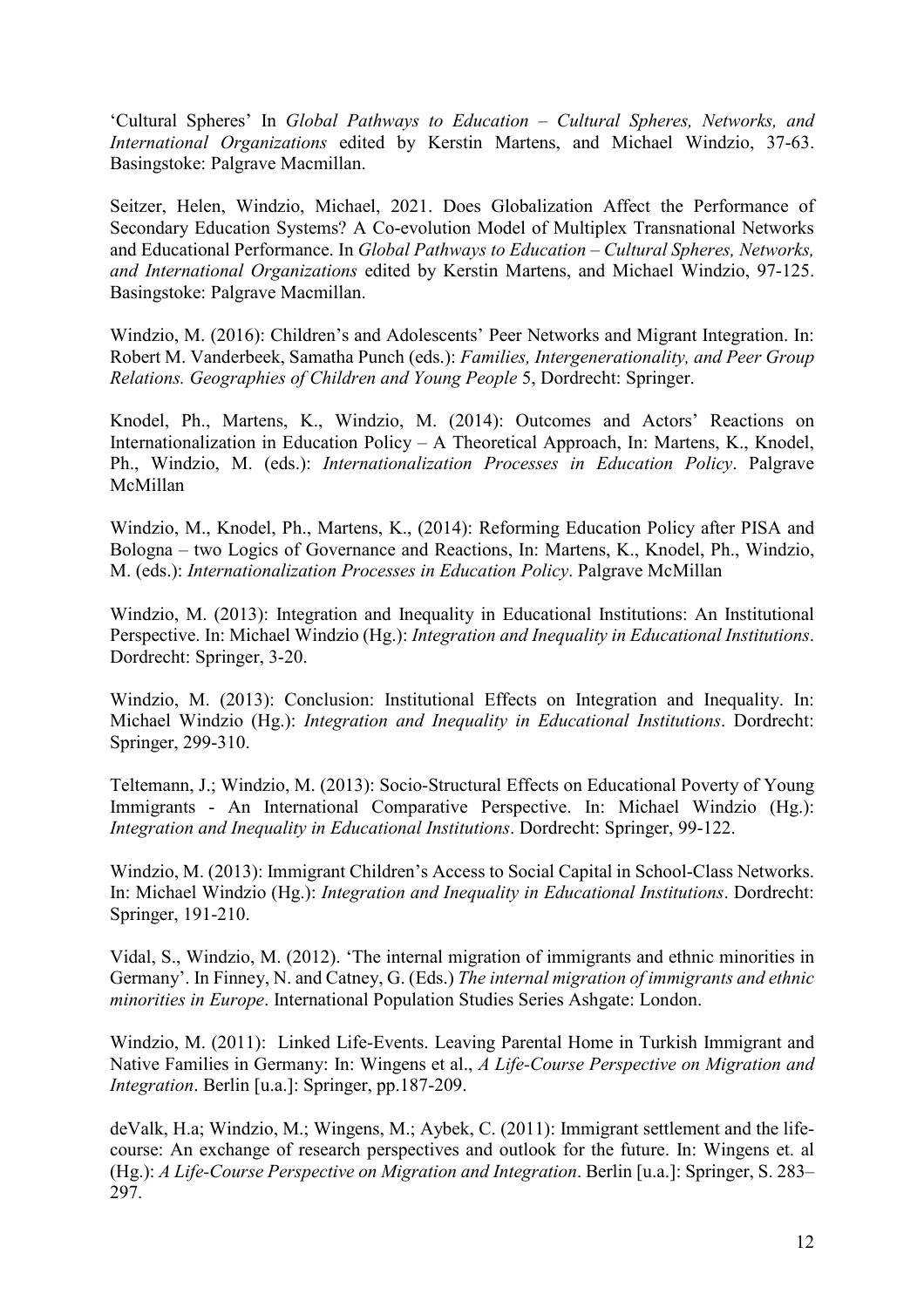'Cultural Spheres' In *Global Pathways to Education – Cultural Spheres, Networks, and International Organizations* edited by Kerstin Martens, and Michael Windzio, 37-63. Basingstoke: Palgrave Macmillan.

Seitzer, Helen, Windzio, Michael, 2021. Does Globalization Affect the Performance of Secondary Education Systems? A Co-evolution Model of Multiplex Transnational Networks and Educational Performance. In *Global Pathways to Education – Cultural Spheres, Networks, and International Organizations* edited by Kerstin Martens, and Michael Windzio, 97-125. Basingstoke: Palgrave Macmillan.

Windzio, M. (2016): Children's and Adolescents' Peer Networks and Migrant Integration. In: Robert M. Vanderbeek, Samatha Punch (eds.): *Families, Intergenerationality, and Peer Group Relations. Geographies of Children and Young People* 5, Dordrecht: Springer.

Knodel, Ph., Martens, K., Windzio, M. (2014): Outcomes and Actors' Reactions on Internationalization in Education Policy – A Theoretical Approach, In: Martens, K., Knodel, Ph., Windzio, M. (eds.): *Internationalization Processes in Education Policy*. Palgrave McMillan

Windzio, M., Knodel, Ph., Martens, K., (2014): Reforming Education Policy after PISA and Bologna – two Logics of Governance and Reactions, In: Martens, K., Knodel, Ph., Windzio, M. (eds.): *Internationalization Processes in Education Policy*. Palgrave McMillan

Windzio, M. (2013): Integration and Inequality in Educational Institutions: An Institutional Perspective. In: Michael Windzio (Hg.): *Integration and Inequality in Educational Institutions*. Dordrecht: Springer, 3-20.

Windzio, M. (2013): Conclusion: Institutional Effects on Integration and Inequality. In: Michael Windzio (Hg.): *Integration and Inequality in Educational Institutions*. Dordrecht: Springer, 299-310.

Teltemann, J.; Windzio, M. (2013): Socio-Structural Effects on Educational Poverty of Young Immigrants - An International Comparative Perspective. In: Michael Windzio (Hg.): *Integration and Inequality in Educational Institutions*. Dordrecht: Springer, 99-122.

Windzio, M. (2013): Immigrant Children's Access to Social Capital in School-Class Networks. In: Michael Windzio (Hg.): *Integration and Inequality in Educational Institutions*. Dordrecht: Springer, 191-210.

Vidal, S., Windzio, M. (2012). 'The internal migration of immigrants and ethnic minorities in Germany'. In Finney, N. and Catney, G. (Eds.) *The internal migration of immigrants and ethnic minorities in Europe*. International Population Studies Series Ashgate: London.

Windzio, M. (2011): Linked Life-Events. Leaving Parental Home in Turkish Immigrant and Native Families in Germany: In: Wingens et al., *A Life-Course Perspective on Migration and Integration*. Berlin [u.a.]: Springer, pp.187-209.

deValk, H.a; Windzio, M.; Wingens, M.; Aybek, C. (2011): Immigrant settlement and the life-course: An exchange of research perspectives and outlook for the future. In: Wingens et. al (Hg.): *A Life-Course Perspective on Migration and Integration*. Berlin [u.a.]: Springer, S. 283–297.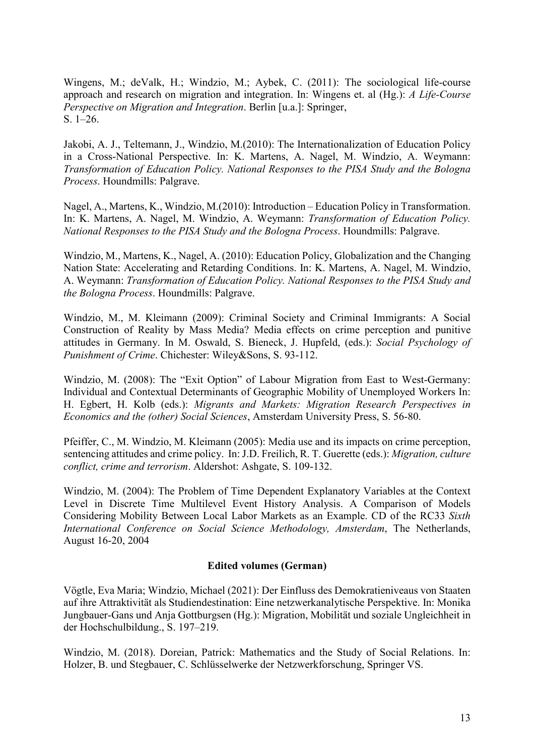Wingens, M.; deValk, H.; Windzio, M.; Aybek, C. (2011): The sociological life-course approach and research on migration and integration. In: Wingens et. al (Hg.): *A Life-Course Perspective on Migration and Integration*. Berlin [u.a.]: Springer, S. 1–26.

Jakobi, A. J., Teltemann, J., Windzio, M.(2010): The Internationalization of Education Policy in a Cross-National Perspective. In: K. Martens, A. Nagel, M. Windzio, A. Weymann: *Transformation of Education Policy. National Responses to the PISA Study and the Bologna Process*. Houndmills: Palgrave.

Nagel, A., Martens, K., Windzio, M.(2010): Introduction – Education Policy in Transformation. In: K. Martens, A. Nagel, M. Windzio, A. Weymann: *Transformation of Education Policy. National Responses to the PISA Study and the Bologna Process*. Houndmills: Palgrave.

Windzio, M., Martens, K., Nagel, A. (2010): Education Policy, Globalization and the Changing Nation State: Accelerating and Retarding Conditions. In: K. Martens, A. Nagel, M. Windzio, A. Weymann: *Transformation of Education Policy. National Responses to the PISA Study and the Bologna Process*. Houndmills: Palgrave.

Windzio, M., M. Kleimann (2009): Criminal Society and Criminal Immigrants: A Social Construction of Reality by Mass Media? Media effects on crime perception and punitive attitudes in Germany. In M. Oswald, S. Bieneck, J. Hupfeld, (eds.): *Social Psychology of Punishment of Crime*. Chichester: Wiley&Sons, S. 93-112.

Windzio, M. (2008): The "Exit Option" of Labour Migration from East to West-Germany: Individual and Contextual Determinants of Geographic Mobility of Unemployed Workers In: H. Egbert, H. Kolb (eds.): *Migrants and Markets: Migration Research Perspectives in Economics and the (other) Social Sciences*, Amsterdam University Press, S. 56-80.

Pfeiffer, C., M. Windzio, M. Kleimann (2005): Media use and its impacts on crime perception, sentencing attitudes and crime policy. In: J.D. Freilich, R. T. Guerette (eds.): *Migration, culture conflict, crime and terrorism*. Aldershot: Ashgate, S. 109-132.

Windzio, M. (2004): The Problem of Time Dependent Explanatory Variables at the Context Level in Discrete Time Multilevel Event History Analysis. A Comparison of Models Considering Mobility Between Local Labor Markets as an Example. CD of the RC33 *Sixth International Conference on Social Science Methodology, Amsterdam*, The Netherlands, August 16-20, 2004

**Edited volumes (German)**

Vögtle, Eva Maria; Windzio, Michael (2021): Der Einfluss des Demokratieniveaus von Staaten auf ihre Attraktivität als Studiendestination: Eine netzwerkanalytische Perspektive. In: Monika Jungbauer-Gans und Anja Gottburgsen (Hg.): Migration, Mobilität und soziale Ungleichheit in der Hochschulbildung., S. 197–219.

Windzio, M. (2018). Doreian, Patrick: Mathematics and the Study of Social Relations. In: Holzer, B. und Stegbauer, C. Schlüsselwerke der Netzwerkforschung, Springer VS.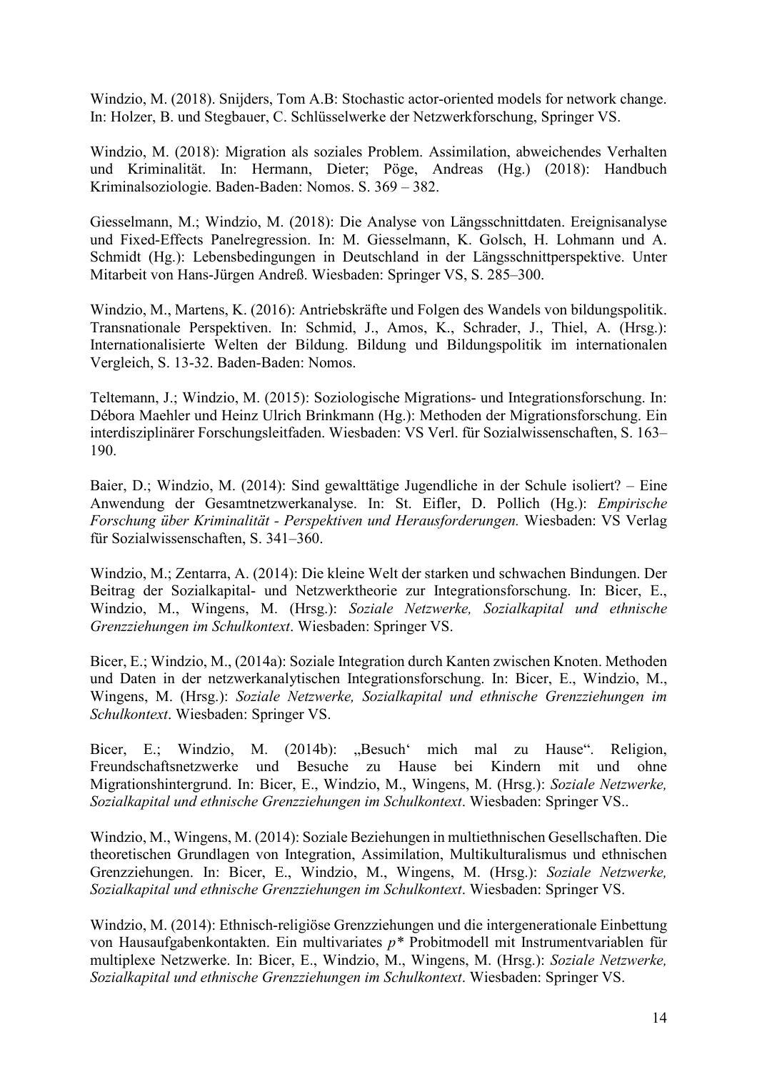Windzio, M. (2018). Snijders, Tom A.B: Stochastic actor-oriented models for network change. In: Holzer, B. und Stegbauer, C. Schlüsselwerke der Netzwerkforschung, Springer VS.

Windzio, M. (2018): Migration als soziales Problem. Assimilation, abweichendes Verhalten und Kriminalität. In: Hermann, Dieter; Pöge, Andreas (Hg.) (2018): Handbuch Kriminalsoziologie. Baden-Baden: Nomos. S. 369 – 382.

Giesselmann, M.; Windzio, M. (2018): Die Analyse von Längsschnittdaten. Ereignisanalyse und Fixed-Effects Panelregression. In: M. Giesselmann, K. Golsch, H. Lohmann und A. Schmidt (Hg.): Lebensbedingungen in Deutschland in der Längsschnittperspektive. Unter Mitarbeit von Hans-Jürgen Andreß. Wiesbaden: Springer VS, S. 285–300.

Windzio, M., Martens, K. (2016): Antriebskräfte und Folgen des Wandels von bildungspolitik. Transnationale Perspektiven. In: Schmid, J., Amos, K., Schrader, J., Thiel, A. (Hrsg.): Internationalisierte Welten der Bildung. Bildung und Bildungspolitik im internationalen Vergleich, S. 13-32. Baden-Baden: Nomos.

Teltemann, J.; Windzio, M. (2015): Soziologische Migrations- und Integrationsforschung. In: Débora Maehler und Heinz Ulrich Brinkmann (Hg.): Methoden der Migrationsforschung. Ein interdisziplinärer Forschungsleitfaden. Wiesbaden: VS Verl. für Sozialwissenschaften, S. 163–190.

Baier, D.; Windzio, M. (2014): Sind gewalttätige Jugendliche in der Schule isoliert? – Eine Anwendung der Gesamtnetzwerkanalyse. In: St. Eifler, D. Pollich (Hg.): *Empirische Forschung über Kriminalität - Perspektiven und Herausforderungen.* Wiesbaden: VS Verlag für Sozialwissenschaften, S. 341–360.

Windzio, M.; Zentarra, A. (2014): Die kleine Welt der starken und schwachen Bindungen. Der Beitrag der Sozialkapital- und Netzwerktheorie zur Integrationsforschung. In: Bicer, E., Windzio, M., Wingens, M. (Hrsg.): *Soziale Netzwerke, Sozialkapital und ethnische Grenzziehungen im Schulkontext*. Wiesbaden: Springer VS.

Bicer, E.; Windzio, M., (2014a): Soziale Integration durch Kanten zwischen Knoten. Methoden und Daten in der netzwerkanalytischen Integrationsforschung. In: Bicer, E., Windzio, M., Wingens, M. (Hrsg.): *Soziale Netzwerke, Sozialkapital und ethnische Grenzziehungen im Schulkontext*. Wiesbaden: Springer VS.

Bicer, E.; Windzio, M. (2014b): „Besuch' mich mal zu Hause". Religion, Freundschaftsnetzwerke und Besuche zu Hause bei Kindern mit und ohne Migrationshintergrund. In: Bicer, E., Windzio, M., Wingens, M. (Hrsg.): *Soziale Netzwerke, Sozialkapital und ethnische Grenzziehungen im Schulkontext*. Wiesbaden: Springer VS..

Windzio, M., Wingens, M. (2014): Soziale Beziehungen in multiethnischen Gesellschaften. Die theoretischen Grundlagen von Integration, Assimilation, Multikulturalismus und ethnischen Grenzziehungen. In: Bicer, E., Windzio, M., Wingens, M. (Hrsg.): *Soziale Netzwerke, Sozialkapital und ethnische Grenzziehungen im Schulkontext*. Wiesbaden: Springer VS.

Windzio, M. (2014): Ethnisch-religiöse Grenzziehungen und die intergenerationale Einbettung von Hausaufgabenkontakten. Ein multivariates $p^*$ Probitmodell mit Instrumentvariablen für multiplexe Netzwerke. In: Bicer, E., Windzio, M., Wingens, M. (Hrsg.): *Soziale Netzwerke, Sozialkapital und ethnische Grenzziehungen im Schulkontext*. Wiesbaden: Springer VS.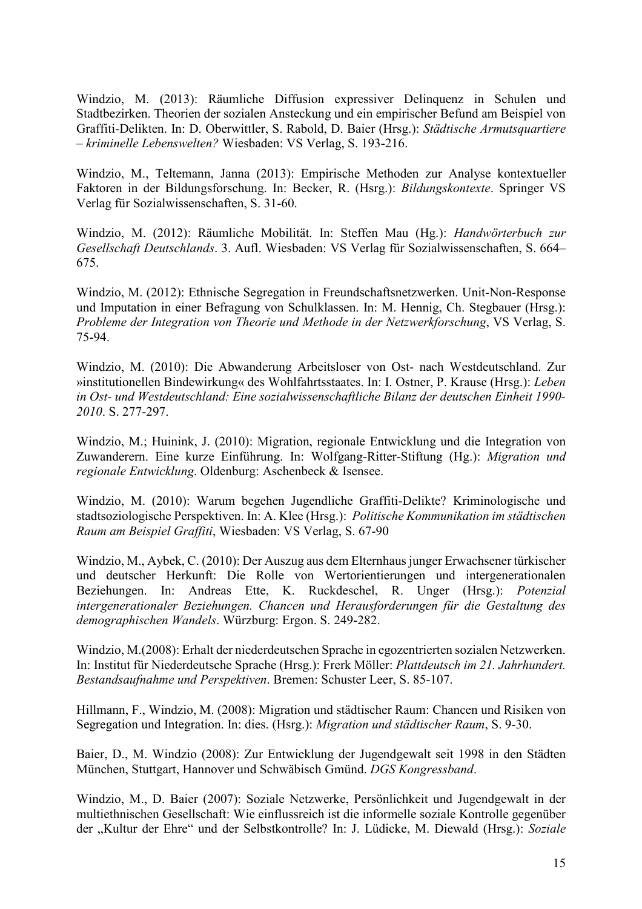Windzio, M. (2013): Räumliche Diffusion expressiver Delinquenz in Schulen und Stadtbezirken. Theorien der sozialen Ansteckung und ein empirischer Befund am Beispiel von Graffiti-Delikten. In: D. Oberwittler, S. Rabold, D. Baier (Hrsg.): *Städtische Armutsquartiere – kriminelle Lebenswelten?* Wiesbaden: VS Verlag, S. 193-216.

Windzio, M., Teltemann, Janna (2013): Empirische Methoden zur Analyse kontextueller Faktoren in der Bildungsforschung. In: Becker, R. (Hsrg.): *Bildungskontexte*. Springer VS Verlag für Sozialwissenschaften, S. 31-60.

Windzio, M. (2012): Räumliche Mobilität. In: Steffen Mau (Hg.): *Handwörterbuch zur Gesellschaft Deutschlands*. 3. Aufl. Wiesbaden: VS Verlag für Sozialwissenschaften, S. 664–675.

Windzio, M. (2012): Ethnische Segregation in Freundschaftsnetzwerken. Unit-Non-Response und Imputation in einer Befragung von Schulklassen. In: M. Hennig, Ch. Stegbauer (Hrsg.): *Probleme der Integration von Theorie und Methode in der Netzwerkforschung*, VS Verlag, S. 75-94.

Windzio, M. (2010): Die Abwanderung Arbeitsloser von Ost- nach Westdeutschland. Zur »institutionellen Bindewirkung« des Wohlfahrtsstaates. In: I. Ostner, P. Krause (Hrsg.): *Leben in Ost- und Westdeutschland: Eine sozialwissenschaftliche Bilanz der deutschen Einheit 1990-2010*. S. 277-297.

Windzio, M.; Huinink, J. (2010): Migration, regionale Entwicklung und die Integration von Zuwanderern. Eine kurze Einführung. In: Wolfgang-Ritter-Stiftung (Hg.): *Migration und regionale Entwicklung*. Oldenburg: Aschenbeck & Isensee.

Windzio, M. (2010): Warum begehen Jugendliche Graffiti-Delikte? Kriminologische und stadtsoziologische Perspektiven. In: A. Klee (Hrsg.): *Politische Kommunikation im städtischen Raum am Beispiel Graffiti*, Wiesbaden: VS Verlag, S. 67-90

Windzio, M., Aybek, C. (2010): Der Auszug aus dem Elternhaus junger Erwachsener türkischer und deutscher Herkunft: Die Rolle von Wertorientierungen und intergenerationalen Beziehungen. In: Andreas Ette, K. Ruckdeschel, R. Unger (Hrsg.): *Potenzial intergenerationaler Beziehungen. Chancen und Herausforderungen für die Gestaltung des demographischen Wandels*. Würzburg: Ergon. S. 249-282.

Windzio, M.(2008): Erhalt der niederdeutschen Sprache in egozentrierten sozialen Netzwerken. In: Institut für Niederdeutsche Sprache (Hrsg.): Frerk Möller: *Plattdeutsch im 21. Jahrhundert. Bestandsaufnahme und Perspektiven*. Bremen: Schuster Leer, S. 85-107.

Hillmann, F., Windzio, M. (2008): Migration und städtischer Raum: Chancen und Risiken von Segregation und Integration. In: dies. (Hsrg.): *Migration und städtischer Raum*, S. 9-30.

Baier, D., M. Windzio (2008): Zur Entwicklung der Jugendgewalt seit 1998 in den Städten München, Stuttgart, Hannover und Schwäbisch Gmünd. *DGS Kongressband*.

Windzio, M., D. Baier (2007): Soziale Netzwerke, Persönlichkeit und Jugendgewalt in der multiethnischen Gesellschaft: Wie einflussreich ist die informelle soziale Kontrolle gegenüber der „Kultur der Ehre" und der Selbstkontrolle? In: J. Lüdicke, M. Diewald (Hrsg.): *Soziale*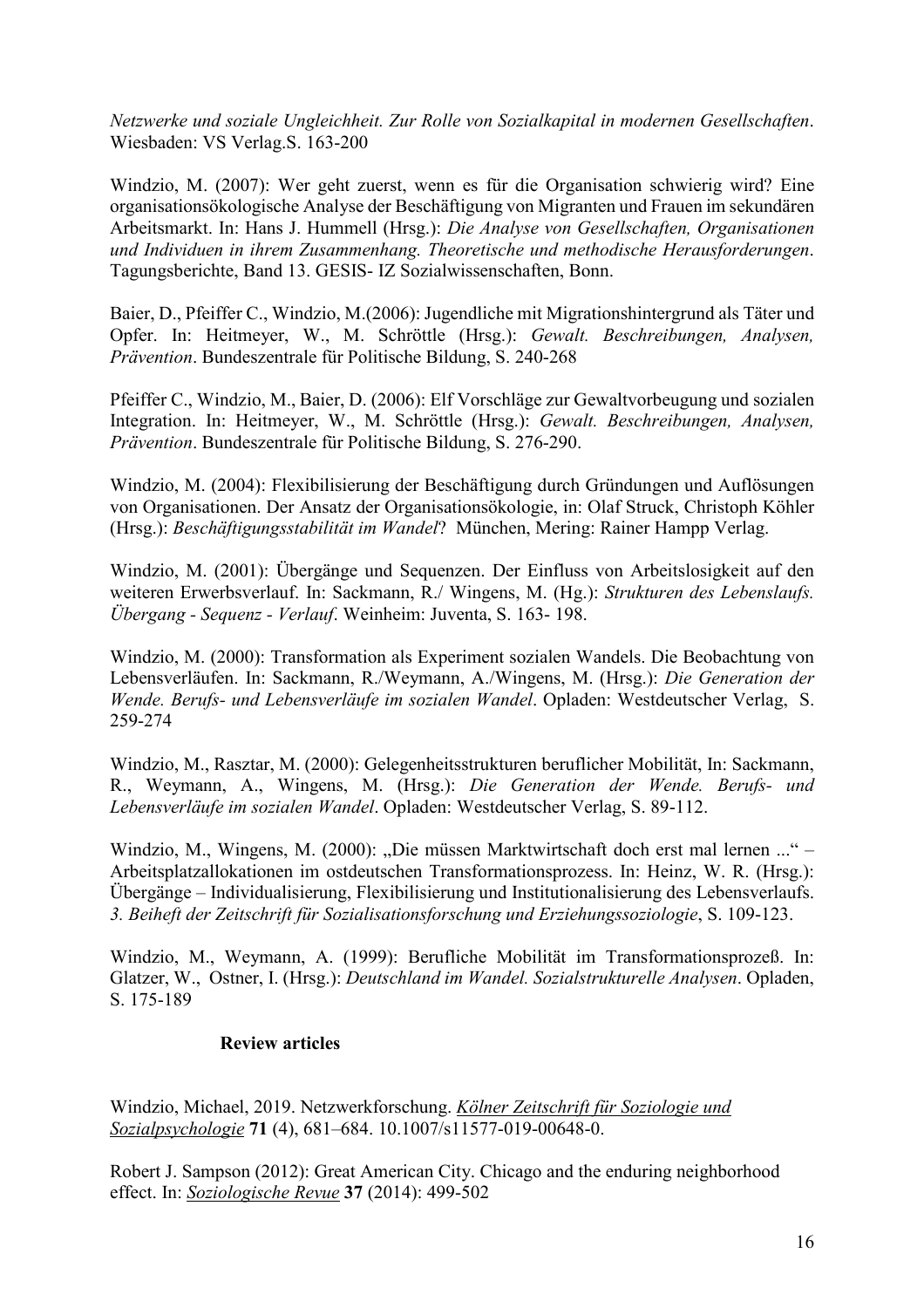*Netzwerke und soziale Ungleichheit. Zur Rolle von Sozialkapital in modernen Gesellschaften*. Wiesbaden: VS Verlag.S. 163-200

Windzio, M. (2007): Wer geht zuerst, wenn es für die Organisation schwierig wird? Eine organisationsökologische Analyse der Beschäftigung von Migranten und Frauen im sekundären Arbeitsmarkt. In: Hans J. Hummell (Hrsg.): *Die Analyse von Gesellschaften, Organisationen und Individuen in ihrem Zusammenhang. Theoretische und methodische Herausforderungen*. Tagungsberichte, Band 13. GESIS- IZ Sozialwissenschaften, Bonn.

Baier, D., Pfeiffer C., Windzio, M.(2006): Jugendliche mit Migrationshintergrund als Täter und Opfer. In: Heitmeyer, W., M. Schröttle (Hrsg.): *Gewalt. Beschreibungen, Analysen, Prävention*. Bundeszentrale für Politische Bildung, S. 240-268

Pfeiffer C., Windzio, M., Baier, D. (2006): Elf Vorschläge zur Gewaltvorbeugung und sozialen Integration. In: Heitmeyer, W., M. Schröttle (Hrsg.): *Gewalt. Beschreibungen, Analysen, Prävention*. Bundeszentrale für Politische Bildung, S. 276-290.

Windzio, M. (2004): Flexibilisierung der Beschäftigung durch Gründungen und Auflösungen von Organisationen. Der Ansatz der Organisationsökologie, in: Olaf Struck, Christoph Köhler (Hrsg.): *Beschäftigungsstabilität im Wandel*? München, Mering: Rainer Hampp Verlag.

Windzio, M. (2001): Übergänge und Sequenzen. Der Einfluss von Arbeitslosigkeit auf den weiteren Erwerbsverlauf. In: Sackmann, R./ Wingens, M. (Hg.): *Strukturen des Lebenslaufs. Übergang - Sequenz - Verlauf*. Weinheim: Juventa, S. 163- 198.

Windzio, M. (2000): Transformation als Experiment sozialen Wandels. Die Beobachtung von Lebensverläufen. In: Sackmann, R./Weymann, A./Wingens, M. (Hrsg.): *Die Generation der Wende. Berufs- und Lebensverläufe im sozialen Wandel*. Opladen: Westdeutscher Verlag, S. 259-274

Windzio, M., Rasztar, M. (2000): Gelegenheitsstrukturen beruflicher Mobilität, In: Sackmann, R., Weymann, A., Wingens, M. (Hrsg.): *Die Generation der Wende. Berufs- und Lebensverläufe im sozialen Wandel*. Opladen: Westdeutscher Verlag, S. 89-112.

Windzio, M., Wingens, M. (2000): „Die müssen Marktwirtschaft doch erst mal lernen ..." – Arbeitsplatzallokationen im ostdeutschen Transformationsprozess. In: Heinz, W. R. (Hrsg.): Übergänge – Individualisierung, Flexibilisierung und Institutionalisierung des Lebensverlaufs. *3. Beiheft der Zeitschrift für Sozialisationsforschung und Erziehungssoziologie*, S. 109-123.

Windzio, M., Weymann, A. (1999): Berufliche Mobilität im Transformationsprozeß. In: Glatzer, W., Ostner, I. (Hrsg.): *Deutschland im Wandel. Sozialstrukturelle Analysen*. Opladen, S. 175-189

### Review articles

Windzio, Michael, 2019. Netzwerkforschung. *Kölner Zeitschrift für Soziologie und Sozialpsychologie* **71** (4), 681–684. 10.1007/s11577-019-00648-0.

Robert J. Sampson (2012): Great American City. Chicago and the enduring neighborhood effect. In: *Soziologische Revue* **37** (2014): 499-502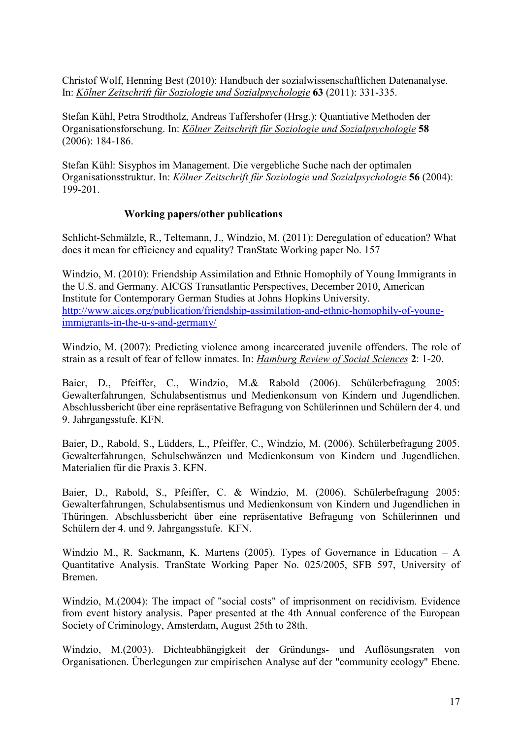Christof Wolf, Henning Best (2010): Handbuch der sozialwissenschaftlichen Datenanalyse. In: *Kölner Zeitschrift für Soziologie und Sozialpsychologie* **63** (2011): 331-335.

Stefan Kühl, Petra Strodtholz, Andreas Taffershofer (Hrsg.): Quantiative Methoden der Organisationsforschung. In: *Kölner Zeitschrift für Soziologie und Sozialpsychologie* **58** (2006): 184-186.

Stefan Kühl: Sisyphos im Management. Die vergebliche Suche nach der optimalen Organisationsstruktur. In: *Kölner Zeitschrift für Soziologie und Sozialpsychologie* **56** (2004): 199-201.

### Working papers/other publications

Schlicht-Schmälzle, R., Teltemann, J., Windzio, M. (2011): Deregulation of education? What does it mean for efficiency and equality? TranState Working paper No. 157

Windzio, M. (2010): Friendship Assimilation and Ethnic Homophily of Young Immigrants in the U.S. and Germany. AICGS Transatlantic Perspectives, December 2010, American Institute for Contemporary German Studies at Johns Hopkins University. http://www.aicgs.org/publication/friendship-assimilation-and-ethnic-homophily-of-young-immigrants-in-the-u-s-and-germany/

Windzio, M. (2007): Predicting violence among incarcerated juvenile offenders. The role of strain as a result of fear of fellow inmates. In: *Hamburg Review of Social Sciences* **2**: 1-20.

Baier, D., Pfeiffer, C., Windzio, M.& Rabold (2006). Schülerbefragung 2005: Gewalterfahrungen, Schulabsentismus und Medienkonsum von Kindern und Jugendlichen. Abschlussbericht über eine repräsentative Befragung von Schülerinnen und Schülern der 4. und 9. Jahrgangsstufe. KFN.

Baier, D., Rabold, S., Lüdders, L., Pfeiffer, C., Windzio, M. (2006). Schülerbefragung 2005. Gewalterfahrungen, Schulschwänzen und Medienkonsum von Kindern und Jugendlichen. Materialien für die Praxis 3. KFN.

Baier, D., Rabold, S., Pfeiffer, C. & Windzio, M. (2006). Schülerbefragung 2005: Gewalterfahrungen, Schulabsentismus und Medienkonsum von Kindern und Jugendlichen in Thüringen. Abschlussbericht über eine repräsentative Befragung von Schülerinnen und Schülern der 4. und 9. Jahrgangsstufe. KFN.

Windzio M., R. Sackmann, K. Martens (2005). Types of Governance in Education – A Quantitative Analysis. TranState Working Paper No. 025/2005, SFB 597, University of Bremen.

Windzio, M.(2004): The impact of "social costs" of imprisonment on recidivism. Evidence from event history analysis. Paper presented at the 4th Annual conference of the European Society of Criminology, Amsterdam, August 25th to 28th.

Windzio, M.(2003). Dichteabhängigkeit der Gründungs- und Auflösungsraten von Organisationen. Überlegungen zur empirischen Analyse auf der "community ecology" Ebene.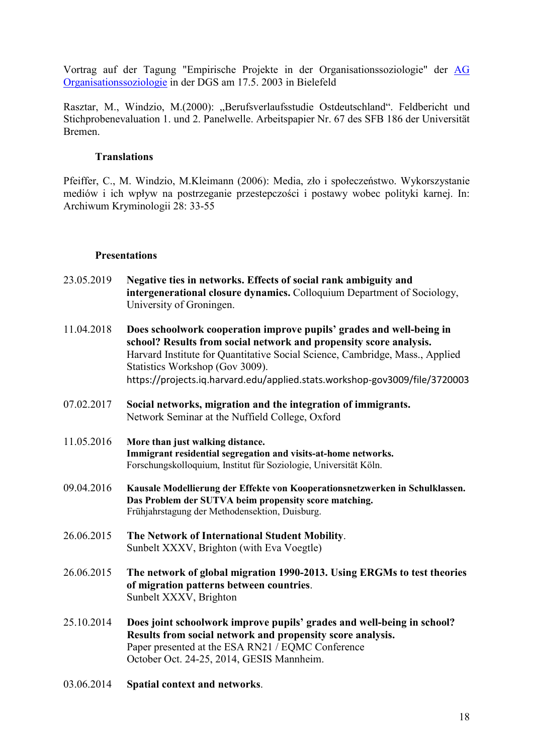Vortrag auf der Tagung "Empirische Projekte in der Organisationssoziologie" der [AG Organisationssoziologie]() in der DGS am 17.5. 2003 in Bielefeld

Rasztar, M., Windzio, M.(2000): „Berufsverlaufsstudie Ostdeutschland". Feldbericht und Stichprobenevaluation 1. und 2. Panelwelle. Arbeitspapier Nr. 67 des SFB 186 der Universität Bremen.

### Translations

Pfeiffer, C., M. Windzio, M.Kleimann (2006): Media, zło i społeczeństwo. Wykorzystanie mediów i ich wpływ na postrzeganie przestepczości i postawy wobec polityki karnej. In: Archiwum Kryminologii 28: 33-55

### Presentations

23.05.2019 **Negative ties in networks. Effects of social rank ambiguity and intergenerational closure dynamics.** Colloquium Department of Sociology, University of Groningen.

11.04.2018 **Does schoolwork cooperation improve pupils' grades and well-being in school? Results from social network and propensity score analysis.** Harvard Institute for Quantitative Social Science, Cambridge, Mass., Applied Statistics Workshop (Gov 3009). https://projects.iq.harvard.edu/applied.stats.workshop-gov3009/file/3720003

07.02.2017 **Social networks, migration and the integration of immigrants.** Network Seminar at the Nuffield College, Oxford

11.05.2016 **More than just walking distance. Immigrant residential segregation and visits-at-home networks.** Forschungskolloquium, Institut für Soziologie, Universität Köln.

09.04.2016 **Kausale Modellierung der Effekte von Kooperationsnetzwerken in Schulklassen. Das Problem der SUTVA beim propensity score matching.** Frühjahrstagung der Methodensektion, Duisburg.

26.06.2015 **The Network of International Student Mobility**. Sunbelt XXXV, Brighton (with Eva Voegtle)

26.06.2015 **The network of global migration 1990-2013. Using ERGMs to test theories of migration patterns between countries**. Sunbelt XXXV, Brighton

25.10.2014 **Does joint schoolwork improve pupils' grades and well-being in school? Results from social network and propensity score analysis.** Paper presented at the ESA RN21 / EQMC Conference October Oct. 24-25, 2014, GESIS Mannheim.

03.06.2014 **Spatial context and networks**.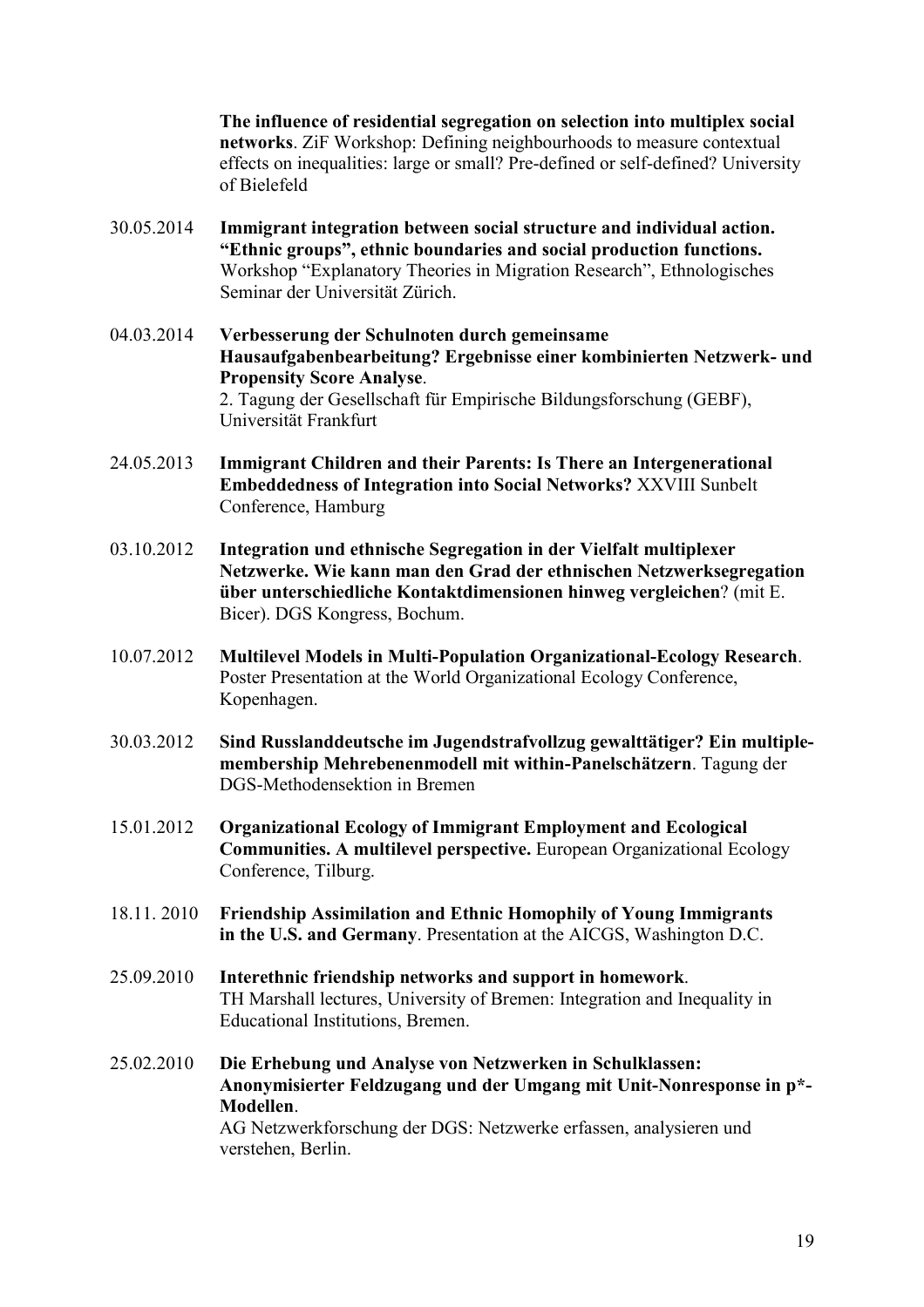**The influence of residential segregation on selection into multiplex social networks**. ZiF Workshop: Defining neighbourhoods to measure contextual effects on inequalities: large or small? Pre-defined or self-defined? University of Bielefeld

30.05.2014 **Immigrant integration between social structure and individual action. "Ethnic groups", ethnic boundaries and social production functions.** Workshop "Explanatory Theories in Migration Research", Ethnologisches Seminar der Universität Zürich.

04.03.2014 **Verbesserung der Schulnoten durch gemeinsame Hausaufgabenbearbeitung? Ergebnisse einer kombinierten Netzwerk- und Propensity Score Analyse**.
2. Tagung der Gesellschaft für Empirische Bildungsforschung (GEBF), Universität Frankfurt

24.05.2013 **Immigrant Children and their Parents: Is There an Intergenerational Embeddedness of Integration into Social Networks?** XXVIII Sunbelt Conference, Hamburg

03.10.2012 **Integration und ethnische Segregation in der Vielfalt multiplexer Netzwerke. Wie kann man den Grad der ethnischen Netzwerksegregation über unterschiedliche Kontaktdimensionen hinweg vergleichen**? (mit E. Bicer). DGS Kongress, Bochum.

10.07.2012 **Multilevel Models in Multi-Population Organizational-Ecology Research**. Poster Presentation at the World Organizational Ecology Conference, Kopenhagen.

30.03.2012 **Sind Russlanddeutsche im Jugendstrafvollzug gewalttätiger? Ein multiple-membership Mehrebenenmodell mit within-Panelschätzern**. Tagung der DGS-Methodensektion in Bremen

15.01.2012 **Organizational Ecology of Immigrant Employment and Ecological Communities. A multilevel perspective.** European Organizational Ecology Conference, Tilburg.

18.11. 2010 **Friendship Assimilation and Ethnic Homophily of Young Immigrants in the U.S. and Germany**. Presentation at the AICGS, Washington D.C.

25.09.2010 **Interethnic friendship networks and support in homework**.
TH Marshall lectures, University of Bremen: Integration and Inequality in Educational Institutions, Bremen.

25.02.2010 **Die Erhebung und Analyse von Netzwerken in Schulklassen: Anonymisierter Feldzugang und der Umgang mit Unit-Nonresponse in p*-Modellen**.
AG Netzwerkforschung der DGS: Netzwerke erfassen, analysieren und verstehen, Berlin.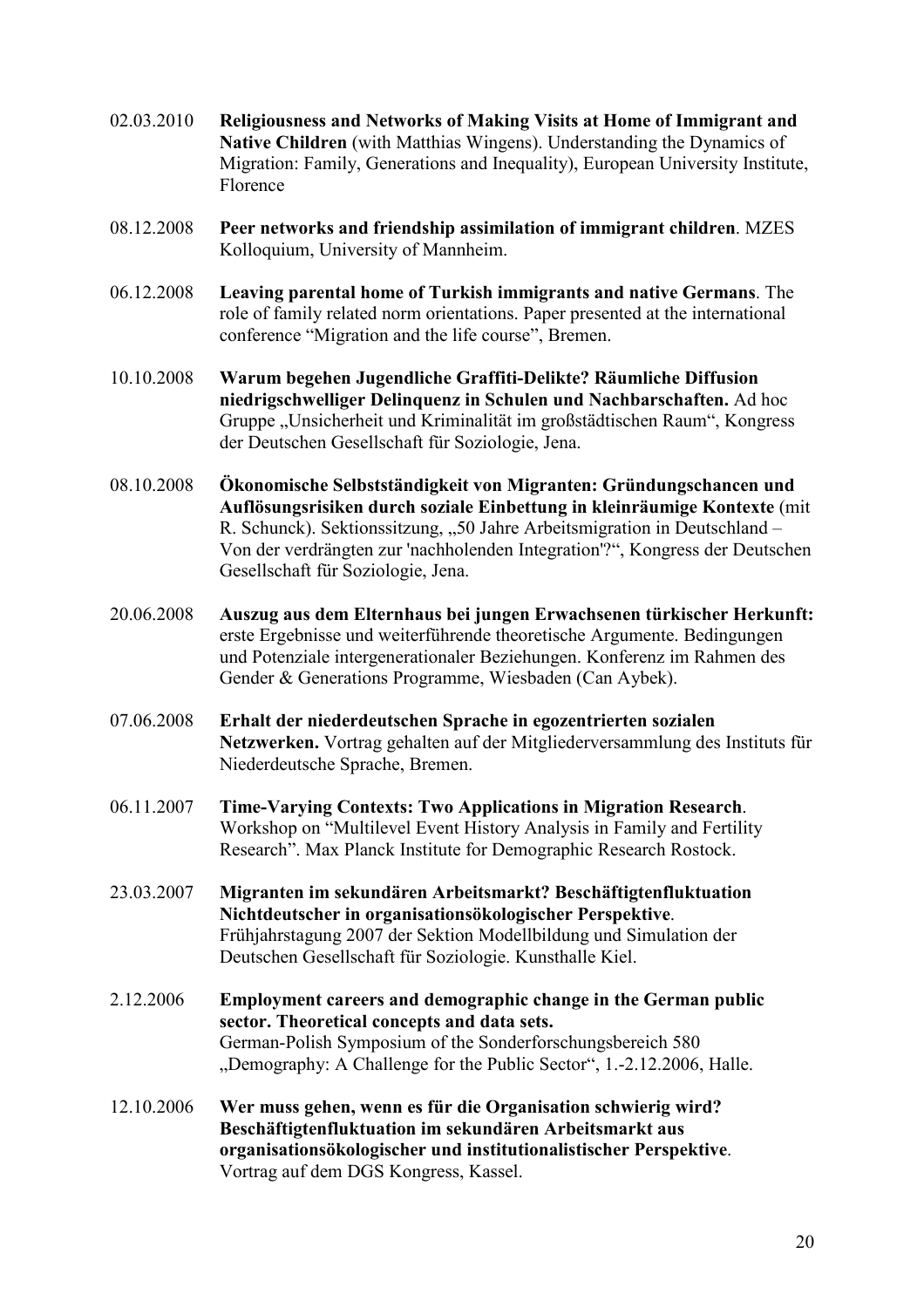02.03.2010 **Religiousness and Networks of Making Visits at Home of Immigrant and Native Children** (with Matthias Wingens). Understanding the Dynamics of Migration: Family, Generations and Inequality), European University Institute, Florence

08.12.2008 **Peer networks and friendship assimilation of immigrant children**. MZES Kolloquium, University of Mannheim.

06.12.2008 **Leaving parental home of Turkish immigrants and native Germans**. The role of family related norm orientations. Paper presented at the international conference "Migration and the life course", Bremen.

10.10.2008 **Warum begehen Jugendliche Graffiti-Delikte? Räumliche Diffusion niedrigschwelliger Delinquenz in Schulen und Nachbarschaften.** Ad hoc Gruppe „Unsicherheit und Kriminalität im großstädtischen Raum", Kongress der Deutschen Gesellschaft für Soziologie, Jena.

08.10.2008 **Ökonomische Selbstständigkeit von Migranten: Gründungschancen und Auflösungsrisiken durch soziale Einbettung in kleinräumige Kontexte** (mit R. Schunck). Sektionssitzung, „50 Jahre Arbeitsmigration in Deutschland – Von der verdrängten zur 'nachholenden Integration'?", Kongress der Deutschen Gesellschaft für Soziologie, Jena.

20.06.2008 **Auszug aus dem Elternhaus bei jungen Erwachsenen türkischer Herkunft:** erste Ergebnisse und weiterführende theoretische Argumente. Bedingungen und Potenziale intergenerationaler Beziehungen. Konferenz im Rahmen des Gender & Generations Programme, Wiesbaden (Can Aybek).

07.06.2008 **Erhalt der niederdeutschen Sprache in egozentrierten sozialen Netzwerken.** Vortrag gehalten auf der Mitgliederversammlung des Instituts für Niederdeutsche Sprache, Bremen.

06.11.2007 **Time-Varying Contexts: Two Applications in Migration Research**. Workshop on "Multilevel Event History Analysis in Family and Fertility Research". Max Planck Institute for Demographic Research Rostock.

23.03.2007 **Migranten im sekundären Arbeitsmarkt? Beschäftigtenfluktuation Nichtdeutscher in organisationsökologischer Perspektive**. Frühjahrstagung 2007 der Sektion Modellbildung und Simulation der Deutschen Gesellschaft für Soziologie. Kunsthalle Kiel.

2.12.2006 **Employment careers and demographic change in the German public sector. Theoretical concepts and data sets.** German-Polish Symposium of the Sonderforschungsbereich 580 „Demography: A Challenge for the Public Sector", 1.-2.12.2006, Halle.

12.10.2006 **Wer muss gehen, wenn es für die Organisation schwierig wird? Beschäftigtenfluktuation im sekundären Arbeitsmarkt aus organisationsökologischer und institutionalistischer Perspektive**. Vortrag auf dem DGS Kongress, Kassel.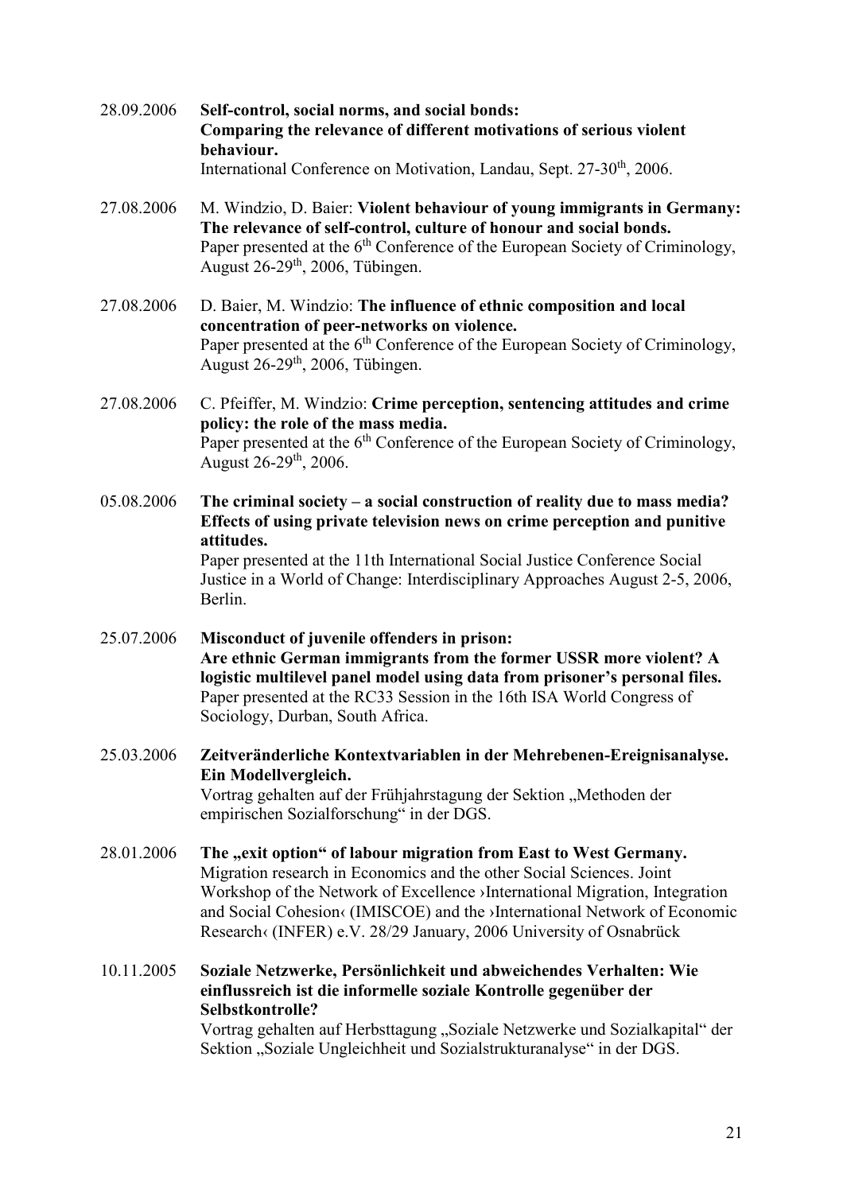28.09.2006 **Self-control, social norms, and social bonds: Comparing the relevance of different motivations of serious violent behaviour.**
International Conference on Motivation, Landau, Sept. 27-30th, 2006.

27.08.2006 M. Windzio, D. Baier: **Violent behaviour of young immigrants in Germany: The relevance of self-control, culture of honour and social bonds.**
Paper presented at the 6th Conference of the European Society of Criminology, August 26-29th, 2006, Tübingen.

27.08.2006 D. Baier, M. Windzio: **The influence of ethnic composition and local concentration of peer-networks on violence.**
Paper presented at the 6th Conference of the European Society of Criminology, August 26-29th, 2006, Tübingen.

27.08.2006 C. Pfeiffer, M. Windzio: **Crime perception, sentencing attitudes and crime policy: the role of the mass media.**
Paper presented at the 6th Conference of the European Society of Criminology, August 26-29th, 2006.

05.08.2006 **The criminal society – a social construction of reality due to mass media? Effects of using private television news on crime perception and punitive attitudes.**
Paper presented at the 11th International Social Justice Conference Social Justice in a World of Change: Interdisciplinary Approaches August 2-5, 2006, Berlin.

25.07.2006 **Misconduct of juvenile offenders in prison: Are ethnic German immigrants from the former USSR more violent? A logistic multilevel panel model using data from prisoner's personal files.**
Paper presented at the RC33 Session in the 16th ISA World Congress of Sociology, Durban, South Africa.

25.03.2006 **Zeitveränderliche Kontextvariablen in der Mehrebenen-Ereignisanalyse. Ein Modellvergleich.**
Vortrag gehalten auf der Frühjahrstagung der Sektion „Methoden der empirischen Sozialforschung" in der DGS.

28.01.2006 **The „exit option" of labour migration from East to West Germany.**
Migration research in Economics and the other Social Sciences. Joint Workshop of the Network of Excellence ›International Migration, Integration and Social Cohesion‹ (IMISCOE) and the ›International Network of Economic Research‹ (INFER) e.V. 28/29 January, 2006 University of Osnabrück

10.11.2005 **Soziale Netzwerke, Persönlichkeit und abweichendes Verhalten: Wie einflussreich ist die informelle soziale Kontrolle gegenüber der Selbstkontrolle?**
Vortrag gehalten auf Herbsttagung „Soziale Netzwerke und Sozialkapital" der Sektion „Soziale Ungleichheit und Sozialstrukturanalyse" in der DGS.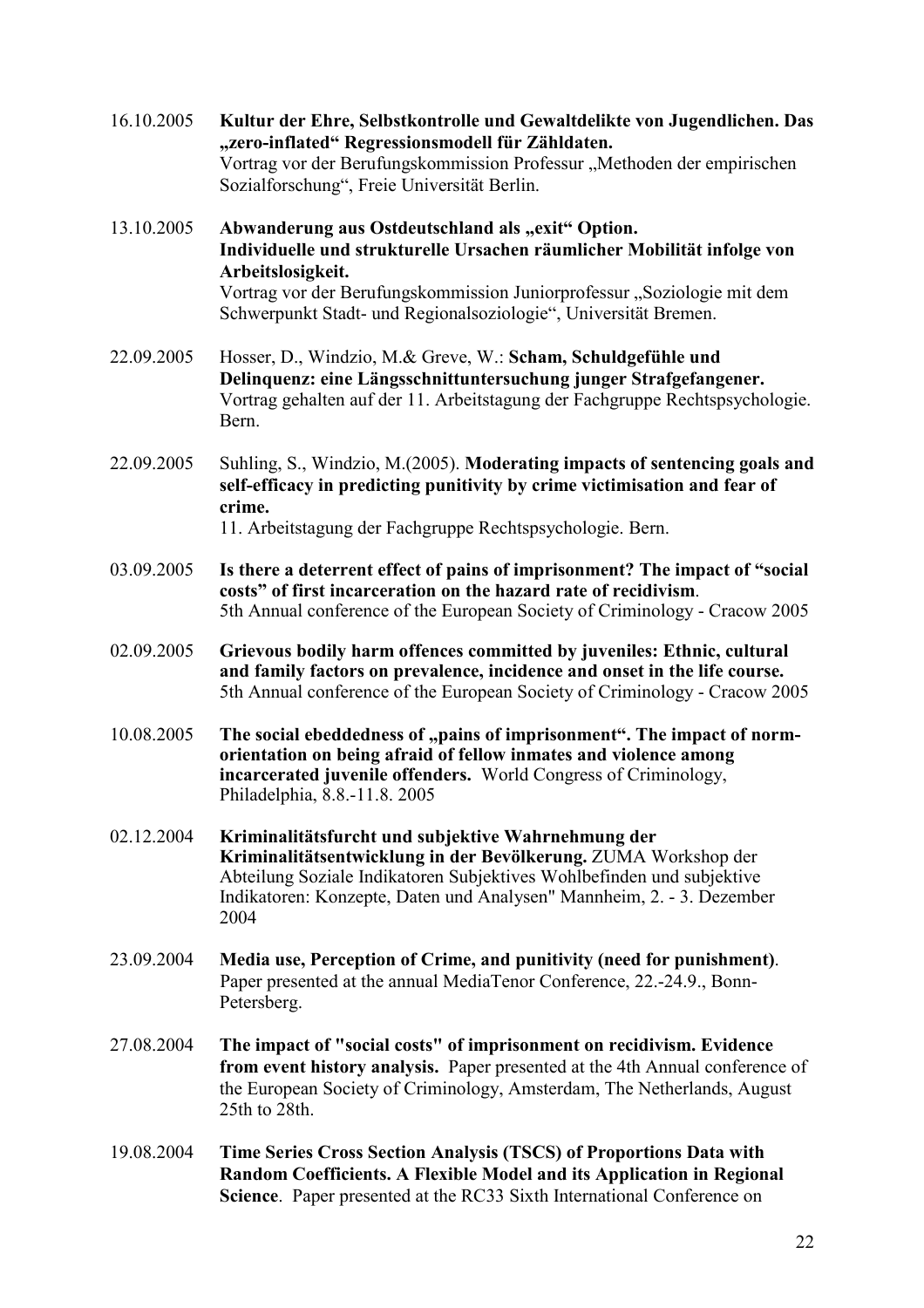16.10.2005 **Kultur der Ehre, Selbstkontrolle und Gewaltdelikte von Jugendlichen. Das „zero-inflated" Regressionsmodell für Zähldaten.**
Vortrag vor der Berufungskommission Professur „Methoden der empirischen Sozialforschung", Freie Universität Berlin.

13.10.2005 **Abwanderung aus Ostdeutschland als „exit" Option. Individuelle und strukturelle Ursachen räumlicher Mobilität infolge von Arbeitslosigkeit.**
Vortrag vor der Berufungskommission Juniorprofessur „Soziologie mit dem Schwerpunkt Stadt- und Regionalsoziologie", Universität Bremen.

22.09.2005 Hosser, D., Windzio, M.& Greve, W.: **Scham, Schuldgefühle und Delinquenz: eine Längsschnittuntersuchung junger Strafgefangener.** Vortrag gehalten auf der 11. Arbeitstagung der Fachgruppe Rechtspsychologie. Bern.

22.09.2005 Suhling, S., Windzio, M.(2005). **Moderating impacts of sentencing goals and self-efficacy in predicting punitivity by crime victimisation and fear of crime.**
11. Arbeitstagung der Fachgruppe Rechtspsychologie. Bern.

03.09.2005 **Is there a deterrent effect of pains of imprisonment? The impact of "social costs" of first incarceration on the hazard rate of recidivism**.
5th Annual conference of the European Society of Criminology - Cracow 2005

02.09.2005 **Grievous bodily harm offences committed by juveniles: Ethnic, cultural and family factors on prevalence, incidence and onset in the life course.**
5th Annual conference of the European Society of Criminology - Cracow 2005

10.08.2005 **The social ebeddedness of „pains of imprisonment". The impact of norm-orientation on being afraid of fellow inmates and violence among incarcerated juvenile offenders.** World Congress of Criminology, Philadelphia, 8.8.-11.8. 2005

02.12.2004 **Kriminalitätsfurcht und subjektive Wahrnehmung der Kriminalitätsentwicklung in der Bevölkerung.** ZUMA Workshop der Abteilung Soziale Indikatoren Subjektives Wohlbefinden und subjektive Indikatoren: Konzepte, Daten und Analysen" Mannheim, 2. - 3. Dezember 2004

23.09.2004 **Media use, Perception of Crime, and punitivity (need for punishment)**. Paper presented at the annual MediaTenor Conference, 22.-24.9., Bonn-Petersberg.

27.08.2004 **The impact of "social costs" of imprisonment on recidivism. Evidence from event history analysis.** Paper presented at the 4th Annual conference of the European Society of Criminology, Amsterdam, The Netherlands, August 25th to 28th.

19.08.2004 **Time Series Cross Section Analysis (TSCS) of Proportions Data with Random Coefficients. A Flexible Model and its Application in Regional Science**. Paper presented at the RC33 Sixth International Conference on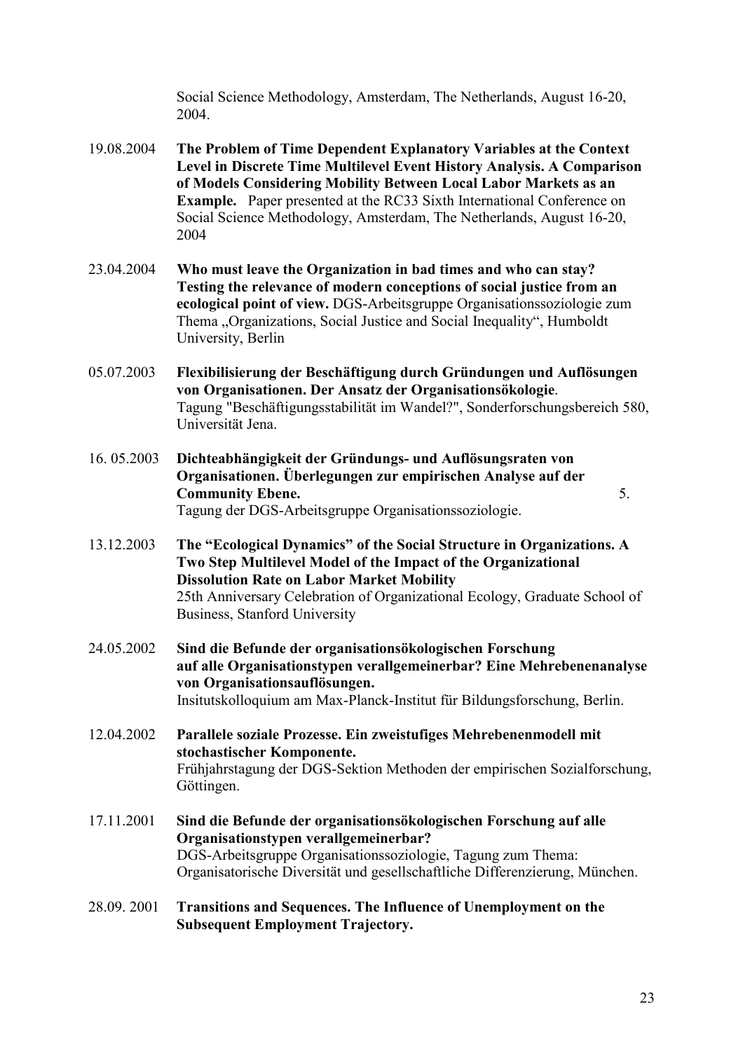Social Science Methodology, Amsterdam, The Netherlands, August 16-20, 2004.

19.08.2004 **The Problem of Time Dependent Explanatory Variables at the Context Level in Discrete Time Multilevel Event History Analysis. A Comparison of Models Considering Mobility Between Local Labor Markets as an Example.** Paper presented at the RC33 Sixth International Conference on Social Science Methodology, Amsterdam, The Netherlands, August 16-20, 2004

23.04.2004 **Who must leave the Organization in bad times and who can stay? Testing the relevance of modern conceptions of social justice from an ecological point of view.** DGS-Arbeitsgruppe Organisationssoziologie zum Thema „Organizations, Social Justice and Social Inequality", Humboldt University, Berlin

05.07.2003 **Flexibilisierung der Beschäftigung durch Gründungen und Auflösungen von Organisationen. Der Ansatz der Organisationsökologie**. Tagung "Beschäftigungsstabilität im Wandel?", Sonderforschungsbereich 580, Universität Jena.

16. 05.2003 **Dichteabhängigkeit der Gründungs- und Auflösungsraten von Organisationen. Überlegungen zur empirischen Analyse auf der Community Ebene.** 5. Tagung der DGS-Arbeitsgruppe Organisationssoziologie.

13.12.2003 **The "Ecological Dynamics" of the Social Structure in Organizations. A Two Step Multilevel Model of the Impact of the Organizational Dissolution Rate on Labor Market Mobility** 25th Anniversary Celebration of Organizational Ecology, Graduate School of Business, Stanford University

24.05.2002 **Sind die Befunde der organisationsökologischen Forschung auf alle Organisationstypen verallgemeinerbar? Eine Mehrebenenanalyse von Organisationsauflösungen.** Insitutskolloquium am Max-Planck-Institut für Bildungsforschung, Berlin.

12.04.2002 **Parallele soziale Prozesse. Ein zweistufiges Mehrebenenmodell mit stochastischer Komponente.** Frühjahrstagung der DGS-Sektion Methoden der empirischen Sozialforschung, Göttingen.

17.11.2001 **Sind die Befunde der organisationsökologischen Forschung auf alle Organisationstypen verallgemeinerbar?** DGS-Arbeitsgruppe Organisationssoziologie, Tagung zum Thema: Organisatorische Diversität und gesellschaftliche Differenzierung, München.

28.09. 2001 **Transitions and Sequences. The Influence of Unemployment on the Subsequent Employment Trajectory.**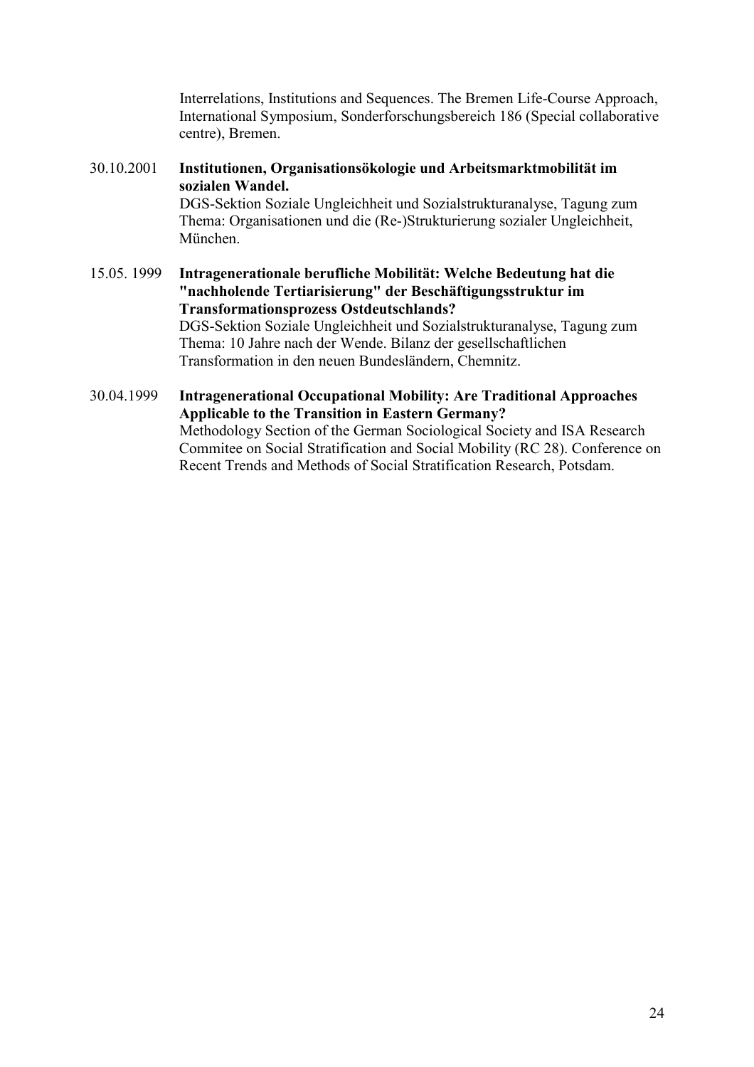Interrelations, Institutions and Sequences. The Bremen Life-Course Approach, International Symposium, Sonderforschungsbereich 186 (Special collaborative centre), Bremen.

30.10.2001 **Institutionen, Organisationsökologie und Arbeitsmarktmobilität im sozialen Wandel.**
DGS-Sektion Soziale Ungleichheit und Sozialstrukturanalyse, Tagung zum Thema: Organisationen und die (Re-)Strukturierung sozialer Ungleichheit, München.

15.05. 1999 **Intragenerationale berufliche Mobilität: Welche Bedeutung hat die "nachholende Tertiarisierung" der Beschäftigungsstruktur im Transformationsprozess Ostdeutschlands?**
DGS-Sektion Soziale Ungleichheit und Sozialstrukturanalyse, Tagung zum Thema: 10 Jahre nach der Wende. Bilanz der gesellschaftlichen Transformation in den neuen Bundesländern, Chemnitz.

30.04.1999 **Intragenerational Occupational Mobility: Are Traditional Approaches Applicable to the Transition in Eastern Germany?**
Methodology Section of the German Sociological Society and ISA Research Commitee on Social Stratification and Social Mobility (RC 28). Conference on Recent Trends and Methods of Social Stratification Research, Potsdam.